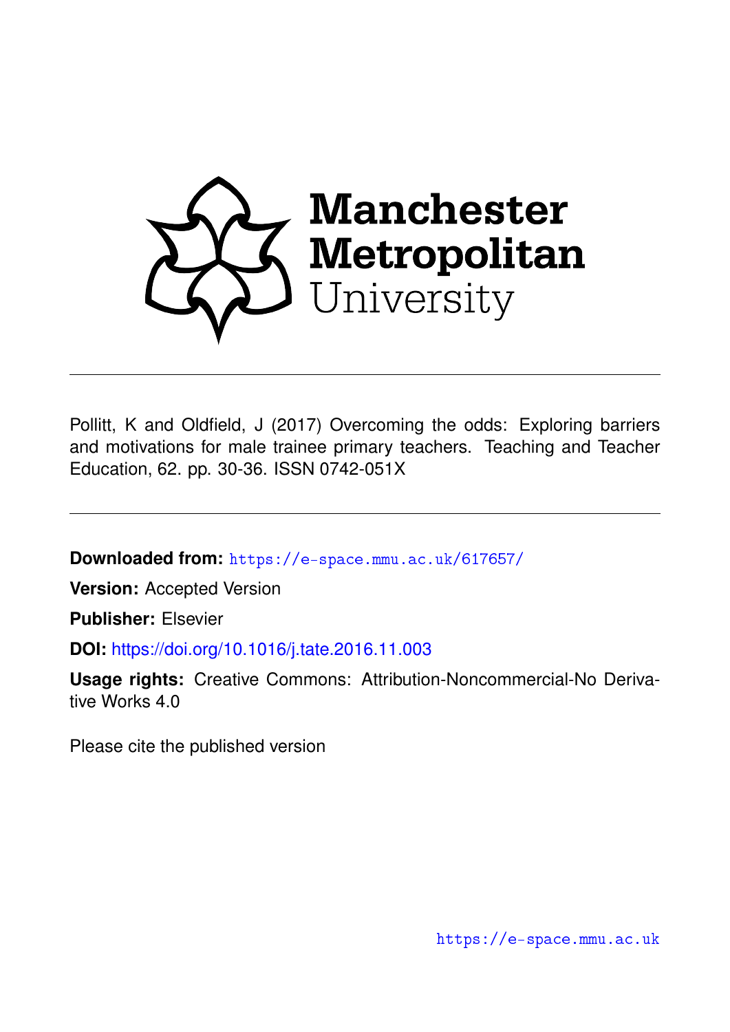Manchester Metropolitan University

Pollitt, K and Oldfield, J (2017) Overcoming the odds: Exploring barriers and motivations for male trainee primary teachers. Teaching and Teacher Education, 62. pp. 30-36. ISSN 0742-051X

**Downloaded from:** https://e-space.mmu.ac.uk/617657/

**Version:** Accepted Version

**Publisher:** Elsevier

**DOI:** https://doi.org/10.1016/j.tate.2016.11.003

**Usage rights:** Creative Commons: Attribution-Noncommercial-No Derivative Works 4.0

Please cite the published version

https://e-space.mmu.ac.uk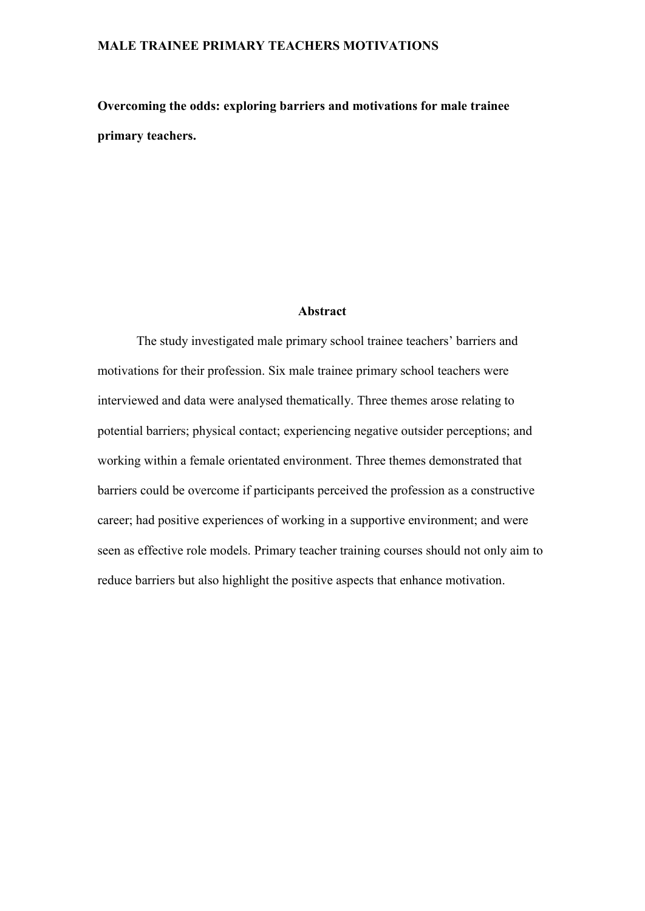**Overcoming the odds: exploring barriers and motivations for male trainee primary teachers.**

## Abstract

The study investigated male primary school trainee teachers' barriers and motivations for their profession. Six male trainee primary school teachers were interviewed and data were analysed thematically. Three themes arose relating to potential barriers; physical contact; experiencing negative outsider perceptions; and working within a female orientated environment. Three themes demonstrated that barriers could be overcome if participants perceived the profession as a constructive career; had positive experiences of working in a supportive environment; and were seen as effective role models. Primary teacher training courses should not only aim to reduce barriers but also highlight the positive aspects that enhance motivation.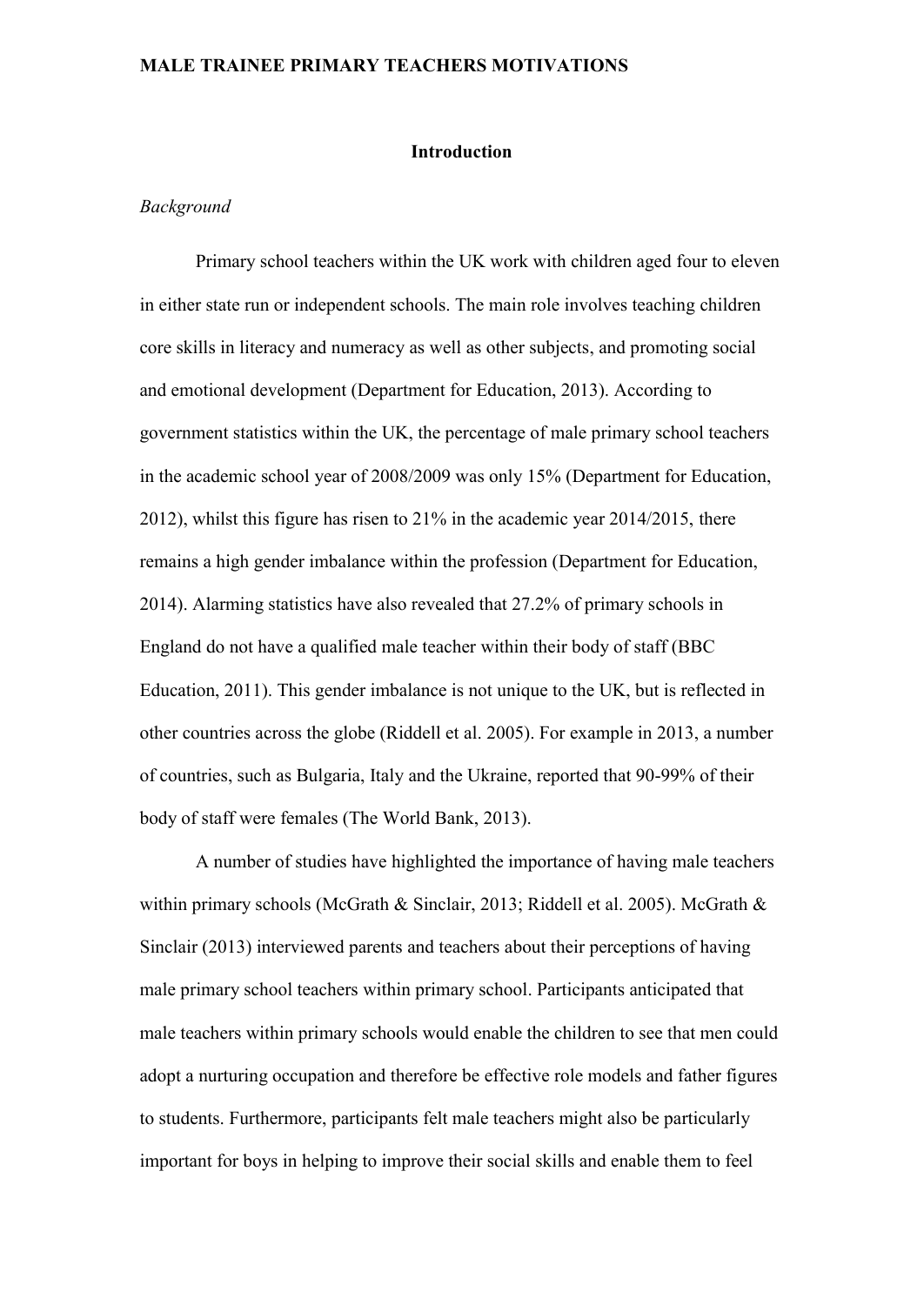## Introduction

### *Background*

Primary school teachers within the UK work with children aged four to eleven in either state run or independent schools. The main role involves teaching children core skills in literacy and numeracy as well as other subjects, and promoting social and emotional development (Department for Education, 2013). According to government statistics within the UK, the percentage of male primary school teachers in the academic school year of 2008/2009 was only 15% (Department for Education, 2012), whilst this figure has risen to 21% in the academic year 2014/2015, there remains a high gender imbalance within the profession (Department for Education, 2014). Alarming statistics have also revealed that 27.2% of primary schools in England do not have a qualified male teacher within their body of staff (BBC Education, 2011). This gender imbalance is not unique to the UK, but is reflected in other countries across the globe (Riddell et al. 2005). For example in 2013, a number of countries, such as Bulgaria, Italy and the Ukraine, reported that 90-99% of their body of staff were females (The World Bank, 2013).

A number of studies have highlighted the importance of having male teachers within primary schools (McGrath & Sinclair, 2013; Riddell et al. 2005). McGrath & Sinclair (2013) interviewed parents and teachers about their perceptions of having male primary school teachers within primary school. Participants anticipated that male teachers within primary schools would enable the children to see that men could adopt a nurturing occupation and therefore be effective role models and father figures to students. Furthermore, participants felt male teachers might also be particularly important for boys in helping to improve their social skills and enable them to feel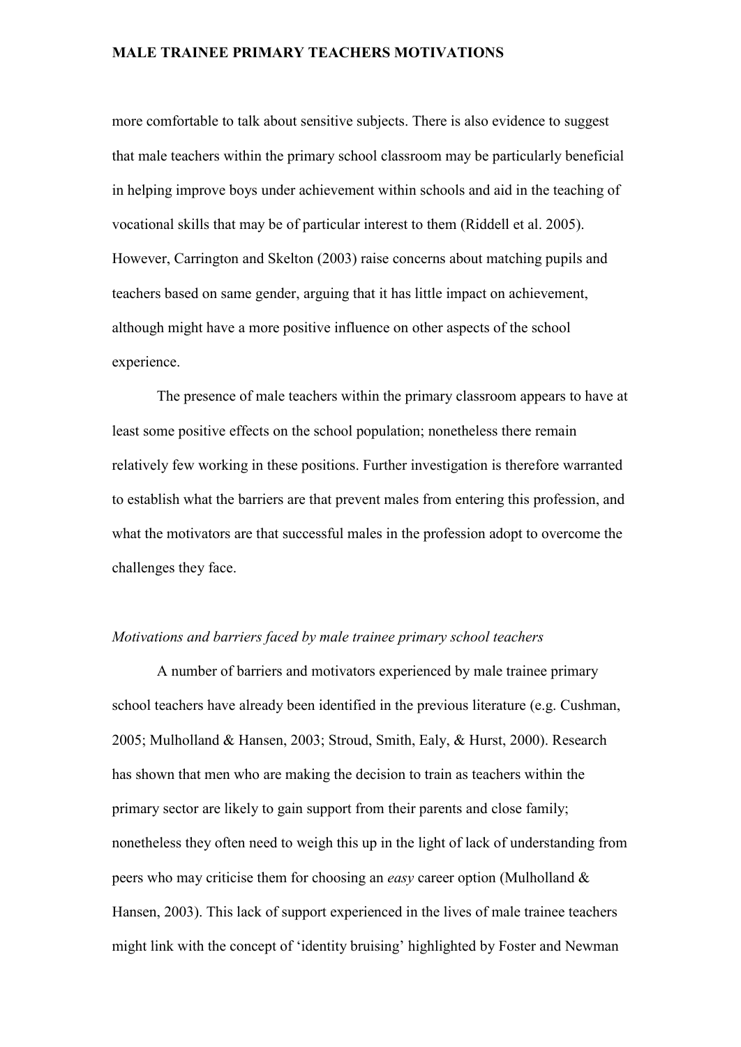more comfortable to talk about sensitive subjects. There is also evidence to suggest that male teachers within the primary school classroom may be particularly beneficial in helping improve boys under achievement within schools and aid in the teaching of vocational skills that may be of particular interest to them (Riddell et al. 2005). However, Carrington and Skelton (2003) raise concerns about matching pupils and teachers based on same gender, arguing that it has little impact on achievement, although might have a more positive influence on other aspects of the school experience.

The presence of male teachers within the primary classroom appears to have at least some positive effects on the school population; nonetheless there remain relatively few working in these positions. Further investigation is therefore warranted to establish what the barriers are that prevent males from entering this profession, and what the motivators are that successful males in the profession adopt to overcome the challenges they face.

*Motivations and barriers faced by male trainee primary school teachers*

A number of barriers and motivators experienced by male trainee primary school teachers have already been identified in the previous literature (e.g. Cushman, 2005; Mulholland & Hansen, 2003; Stroud, Smith, Ealy, & Hurst, 2000). Research has shown that men who are making the decision to train as teachers within the primary sector are likely to gain support from their parents and close family; nonetheless they often need to weigh this up in the light of lack of understanding from peers who may criticise them for choosing an *easy* career option (Mulholland & Hansen, 2003). This lack of support experienced in the lives of male trainee teachers might link with the concept of 'identity bruising' highlighted by Foster and Newman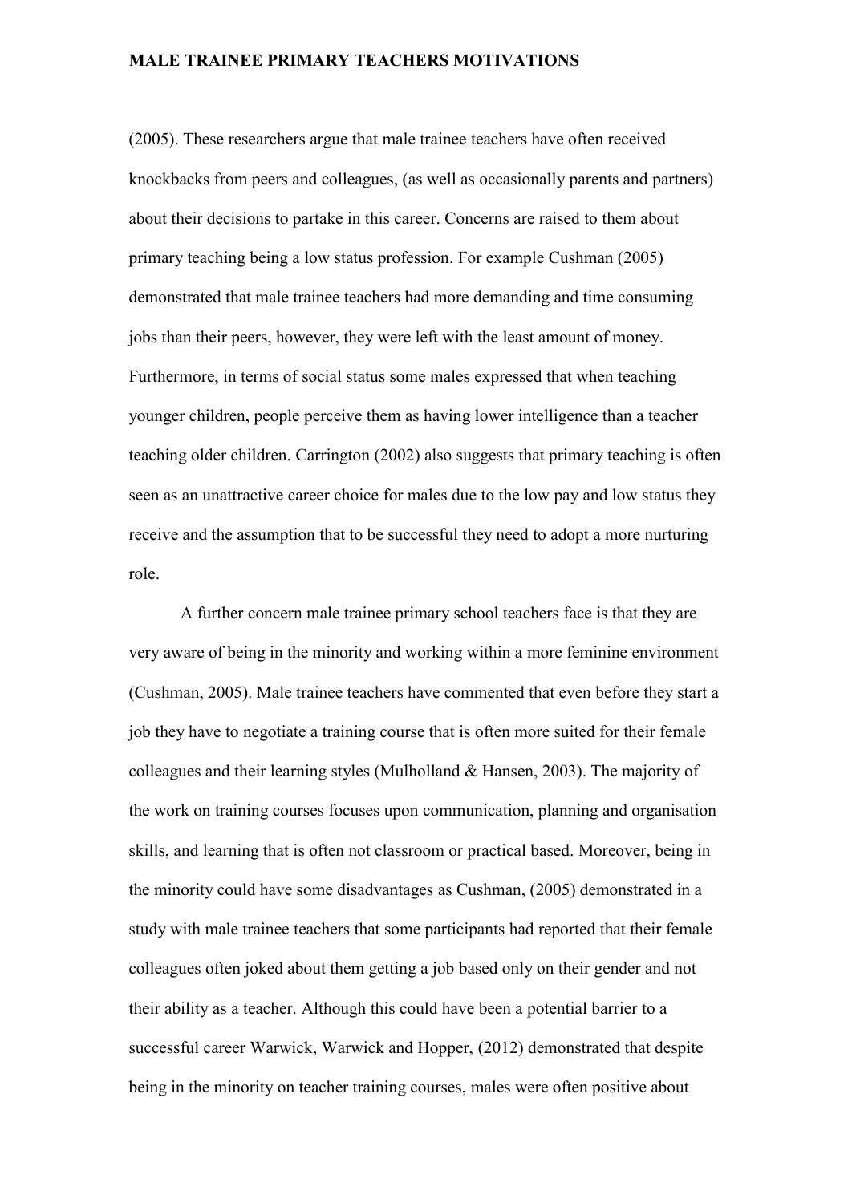(2005). These researchers argue that male trainee teachers have often received knockbacks from peers and colleagues, (as well as occasionally parents and partners) about their decisions to partake in this career. Concerns are raised to them about primary teaching being a low status profession. For example Cushman (2005) demonstrated that male trainee teachers had more demanding and time consuming jobs than their peers, however, they were left with the least amount of money. Furthermore, in terms of social status some males expressed that when teaching younger children, people perceive them as having lower intelligence than a teacher teaching older children. Carrington (2002) also suggests that primary teaching is often seen as an unattractive career choice for males due to the low pay and low status they receive and the assumption that to be successful they need to adopt a more nurturing role.

A further concern male trainee primary school teachers face is that they are very aware of being in the minority and working within a more feminine environment (Cushman, 2005). Male trainee teachers have commented that even before they start a job they have to negotiate a training course that is often more suited for their female colleagues and their learning styles (Mulholland & Hansen, 2003). The majority of the work on training courses focuses upon communication, planning and organisation skills, and learning that is often not classroom or practical based. Moreover, being in the minority could have some disadvantages as Cushman, (2005) demonstrated in a study with male trainee teachers that some participants had reported that their female colleagues often joked about them getting a job based only on their gender and not their ability as a teacher. Although this could have been a potential barrier to a successful career Warwick, Warwick and Hopper, (2012) demonstrated that despite being in the minority on teacher training courses, males were often positive about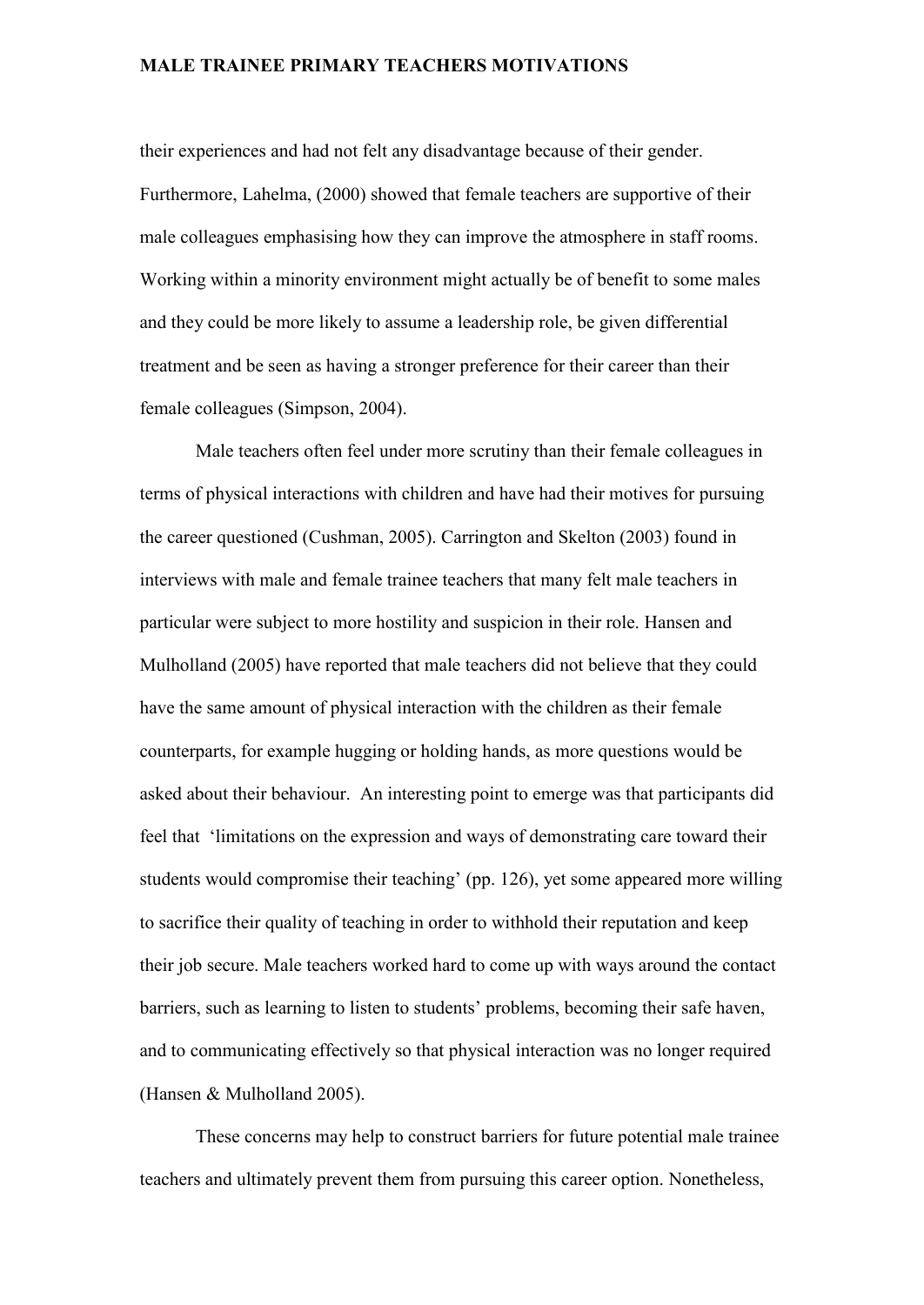their experiences and had not felt any disadvantage because of their gender. Furthermore, Lahelma, (2000) showed that female teachers are supportive of their male colleagues emphasising how they can improve the atmosphere in staff rooms. Working within a minority environment might actually be of benefit to some males and they could be more likely to assume a leadership role, be given differential treatment and be seen as having a stronger preference for their career than their female colleagues (Simpson, 2004).

Male teachers often feel under more scrutiny than their female colleagues in terms of physical interactions with children and have had their motives for pursuing the career questioned (Cushman, 2005). Carrington and Skelton (2003) found in interviews with male and female trainee teachers that many felt male teachers in particular were subject to more hostility and suspicion in their role. Hansen and Mulholland (2005) have reported that male teachers did not believe that they could have the same amount of physical interaction with the children as their female counterparts, for example hugging or holding hands, as more questions would be asked about their behaviour. An interesting point to emerge was that participants did feel that 'limitations on the expression and ways of demonstrating care toward their students would compromise their teaching' (pp. 126), yet some appeared more willing to sacrifice their quality of teaching in order to withhold their reputation and keep their job secure. Male teachers worked hard to come up with ways around the contact barriers, such as learning to listen to students' problems, becoming their safe haven, and to communicating effectively so that physical interaction was no longer required (Hansen & Mulholland 2005).

These concerns may help to construct barriers for future potential male trainee teachers and ultimately prevent them from pursuing this career option. Nonetheless,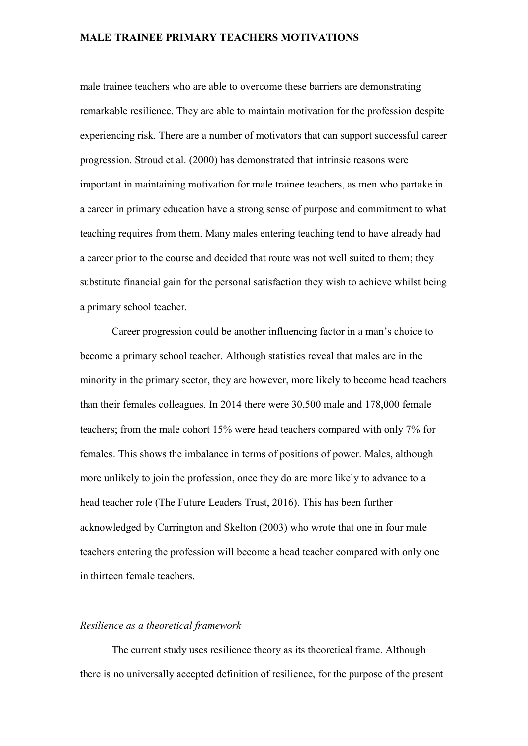male trainee teachers who are able to overcome these barriers are demonstrating remarkable resilience. They are able to maintain motivation for the profession despite experiencing risk. There are a number of motivators that can support successful career progression. Stroud et al. (2000) has demonstrated that intrinsic reasons were important in maintaining motivation for male trainee teachers, as men who partake in a career in primary education have a strong sense of purpose and commitment to what teaching requires from them. Many males entering teaching tend to have already had a career prior to the course and decided that route was not well suited to them; they substitute financial gain for the personal satisfaction they wish to achieve whilst being a primary school teacher.

Career progression could be another influencing factor in a man's choice to become a primary school teacher. Although statistics reveal that males are in the minority in the primary sector, they are however, more likely to become head teachers than their females colleagues. In 2014 there were 30,500 male and 178,000 female teachers; from the male cohort 15% were head teachers compared with only 7% for females. This shows the imbalance in terms of positions of power. Males, although more unlikely to join the profession, once they do are more likely to advance to a head teacher role (The Future Leaders Trust, 2016). This has been further acknowledged by Carrington and Skelton (2003) who wrote that one in four male teachers entering the profession will become a head teacher compared with only one in thirteen female teachers.

### *Resilience as a theoretical framework*

The current study uses resilience theory as its theoretical frame. Although there is no universally accepted definition of resilience, for the purpose of the present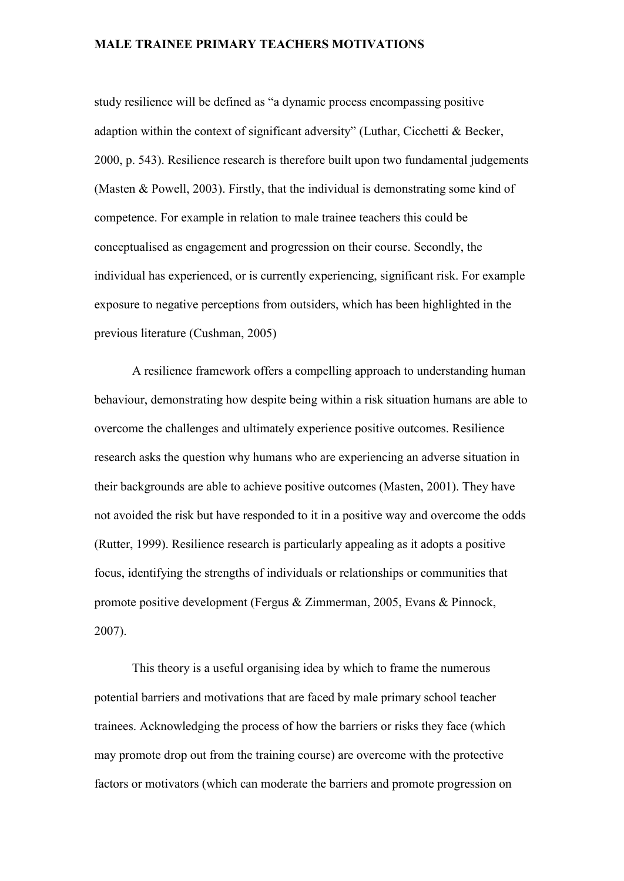study resilience will be defined as "a dynamic process encompassing positive adaption within the context of significant adversity" (Luthar, Cicchetti & Becker, 2000, p. 543). Resilience research is therefore built upon two fundamental judgements (Masten & Powell, 2003). Firstly, that the individual is demonstrating some kind of competence. For example in relation to male trainee teachers this could be conceptualised as engagement and progression on their course. Secondly, the individual has experienced, or is currently experiencing, significant risk. For example exposure to negative perceptions from outsiders, which has been highlighted in the previous literature (Cushman, 2005)

A resilience framework offers a compelling approach to understanding human behaviour, demonstrating how despite being within a risk situation humans are able to overcome the challenges and ultimately experience positive outcomes. Resilience research asks the question why humans who are experiencing an adverse situation in their backgrounds are able to achieve positive outcomes (Masten, 2001). They have not avoided the risk but have responded to it in a positive way and overcome the odds (Rutter, 1999). Resilience research is particularly appealing as it adopts a positive focus, identifying the strengths of individuals or relationships or communities that promote positive development (Fergus & Zimmerman, 2005, Evans & Pinnock, 2007).

This theory is a useful organising idea by which to frame the numerous potential barriers and motivations that are faced by male primary school teacher trainees. Acknowledging the process of how the barriers or risks they face (which may promote drop out from the training course) are overcome with the protective factors or motivators (which can moderate the barriers and promote progression on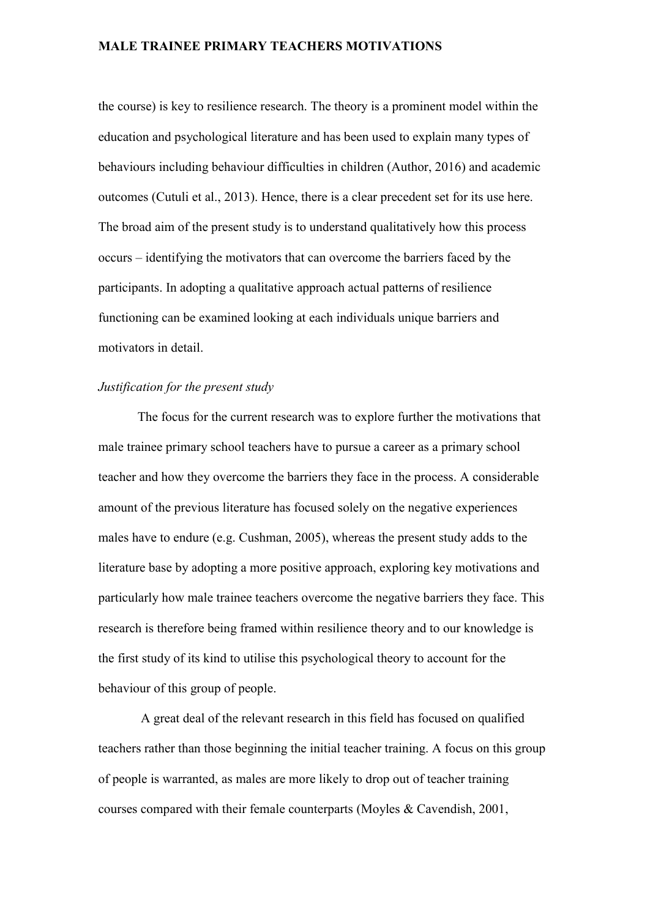the course) is key to resilience research. The theory is a prominent model within the education and psychological literature and has been used to explain many types of behaviours including behaviour difficulties in children (Author, 2016) and academic outcomes (Cutuli et al., 2013). Hence, there is a clear precedent set for its use here. The broad aim of the present study is to understand qualitatively how this process occurs – identifying the motivators that can overcome the barriers faced by the participants. In adopting a qualitative approach actual patterns of resilience functioning can be examined looking at each individuals unique barriers and motivators in detail.

*Justification for the present study*

The focus for the current research was to explore further the motivations that male trainee primary school teachers have to pursue a career as a primary school teacher and how they overcome the barriers they face in the process. A considerable amount of the previous literature has focused solely on the negative experiences males have to endure (e.g. Cushman, 2005), whereas the present study adds to the literature base by adopting a more positive approach, exploring key motivations and particularly how male trainee teachers overcome the negative barriers they face. This research is therefore being framed within resilience theory and to our knowledge is the first study of its kind to utilise this psychological theory to account for the behaviour of this group of people.

A great deal of the relevant research in this field has focused on qualified teachers rather than those beginning the initial teacher training. A focus on this group of people is warranted, as males are more likely to drop out of teacher training courses compared with their female counterparts (Moyles & Cavendish, 2001,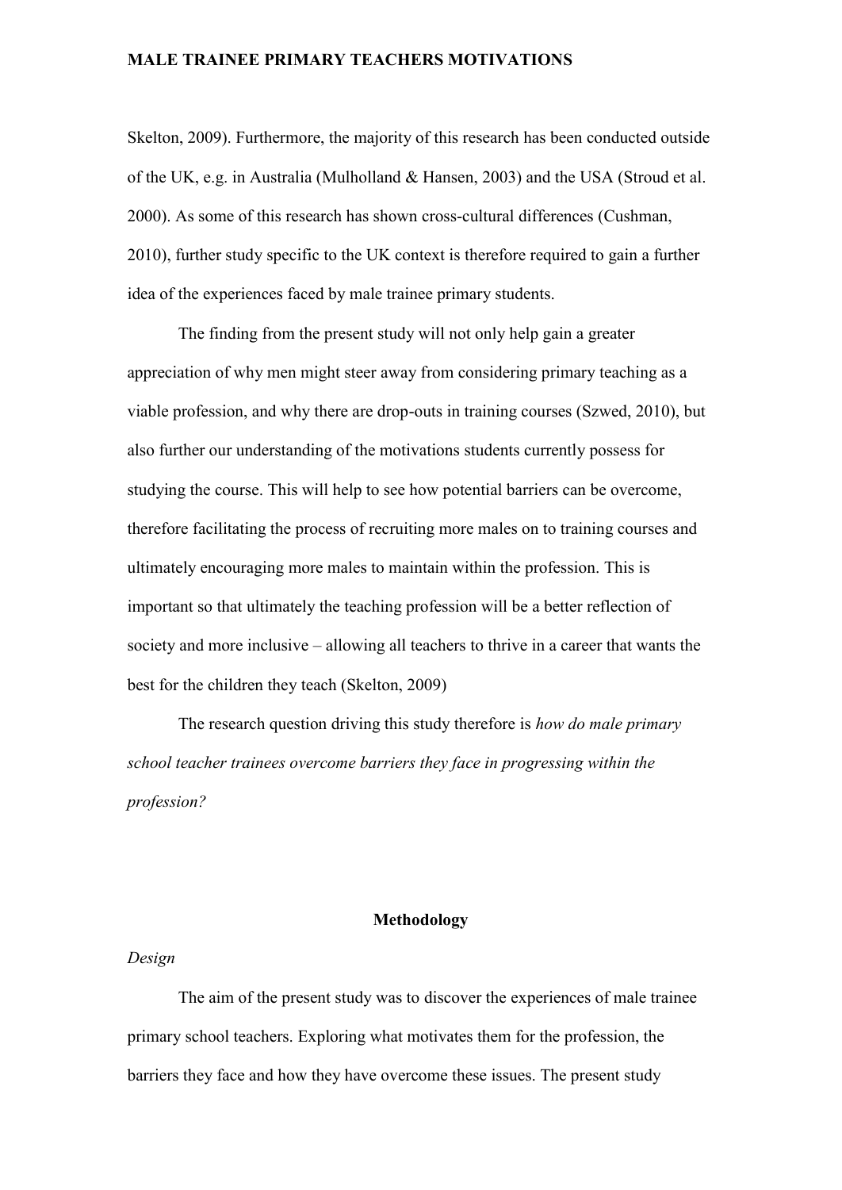Skelton, 2009). Furthermore, the majority of this research has been conducted outside of the UK, e.g. in Australia (Mulholland & Hansen, 2003) and the USA (Stroud et al. 2000). As some of this research has shown cross-cultural differences (Cushman, 2010), further study specific to the UK context is therefore required to gain a further idea of the experiences faced by male trainee primary students.

The finding from the present study will not only help gain a greater appreciation of why men might steer away from considering primary teaching as a viable profession, and why there are drop-outs in training courses (Szwed, 2010), but also further our understanding of the motivations students currently possess for studying the course. This will help to see how potential barriers can be overcome, therefore facilitating the process of recruiting more males on to training courses and ultimately encouraging more males to maintain within the profession. This is important so that ultimately the teaching profession will be a better reflection of society and more inclusive – allowing all teachers to thrive in a career that wants the best for the children they teach (Skelton, 2009)

The research question driving this study therefore is *how do male primary school teacher trainees overcome barriers they face in progressing within the profession?*

## Methodology

### *Design*

The aim of the present study was to discover the experiences of male trainee primary school teachers. Exploring what motivates them for the profession, the barriers they face and how they have overcome these issues. The present study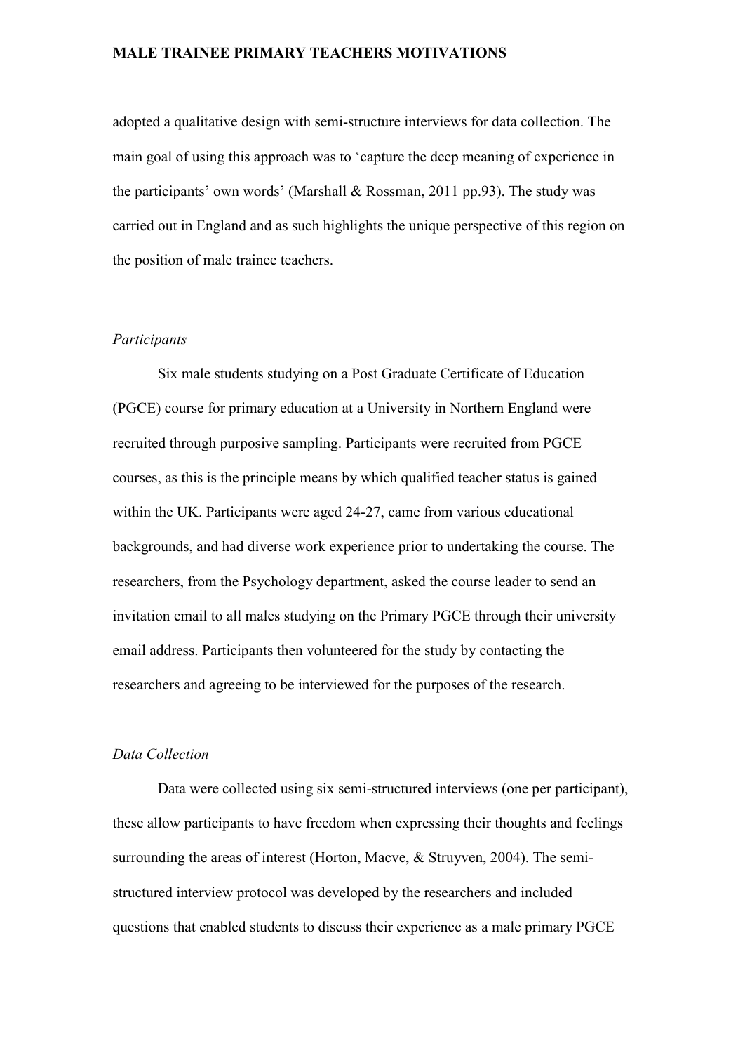adopted a qualitative design with semi-structure interviews for data collection. The main goal of using this approach was to 'capture the deep meaning of experience in the participants' own words' (Marshall & Rossman, 2011 pp.93). The study was carried out in England and as such highlights the unique perspective of this region on the position of male trainee teachers.

*Participants*

Six male students studying on a Post Graduate Certificate of Education (PGCE) course for primary education at a University in Northern England were recruited through purposive sampling. Participants were recruited from PGCE courses, as this is the principle means by which qualified teacher status is gained within the UK. Participants were aged 24-27, came from various educational backgrounds, and had diverse work experience prior to undertaking the course. The researchers, from the Psychology department, asked the course leader to send an invitation email to all males studying on the Primary PGCE through their university email address. Participants then volunteered for the study by contacting the researchers and agreeing to be interviewed for the purposes of the research.

*Data Collection*

Data were collected using six semi-structured interviews (one per participant), these allow participants to have freedom when expressing their thoughts and feelings surrounding the areas of interest (Horton, Macve, & Struyven, 2004). The semi-structured interview protocol was developed by the researchers and included questions that enabled students to discuss their experience as a male primary PGCE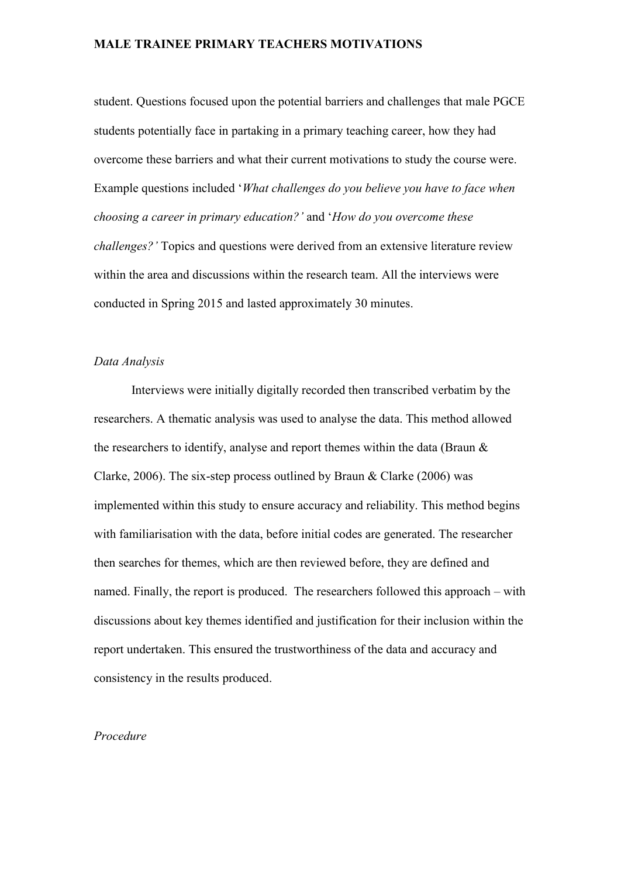student. Questions focused upon the potential barriers and challenges that male PGCE students potentially face in partaking in a primary teaching career, how they had overcome these barriers and what their current motivations to study the course were. Example questions included '*What challenges do you believe you have to face when choosing a career in primary education?'* and '*How do you overcome these challenges?'* Topics and questions were derived from an extensive literature review within the area and discussions within the research team. All the interviews were conducted in Spring 2015 and lasted approximately 30 minutes.

*Data Analysis*

Interviews were initially digitally recorded then transcribed verbatim by the researchers. A thematic analysis was used to analyse the data. This method allowed the researchers to identify, analyse and report themes within the data (Braun & Clarke, 2006). The six-step process outlined by Braun & Clarke (2006) was implemented within this study to ensure accuracy and reliability. This method begins with familiarisation with the data, before initial codes are generated. The researcher then searches for themes, which are then reviewed before, they are defined and named. Finally, the report is produced. The researchers followed this approach – with discussions about key themes identified and justification for their inclusion within the report undertaken. This ensured the trustworthiness of the data and accuracy and consistency in the results produced.

*Procedure*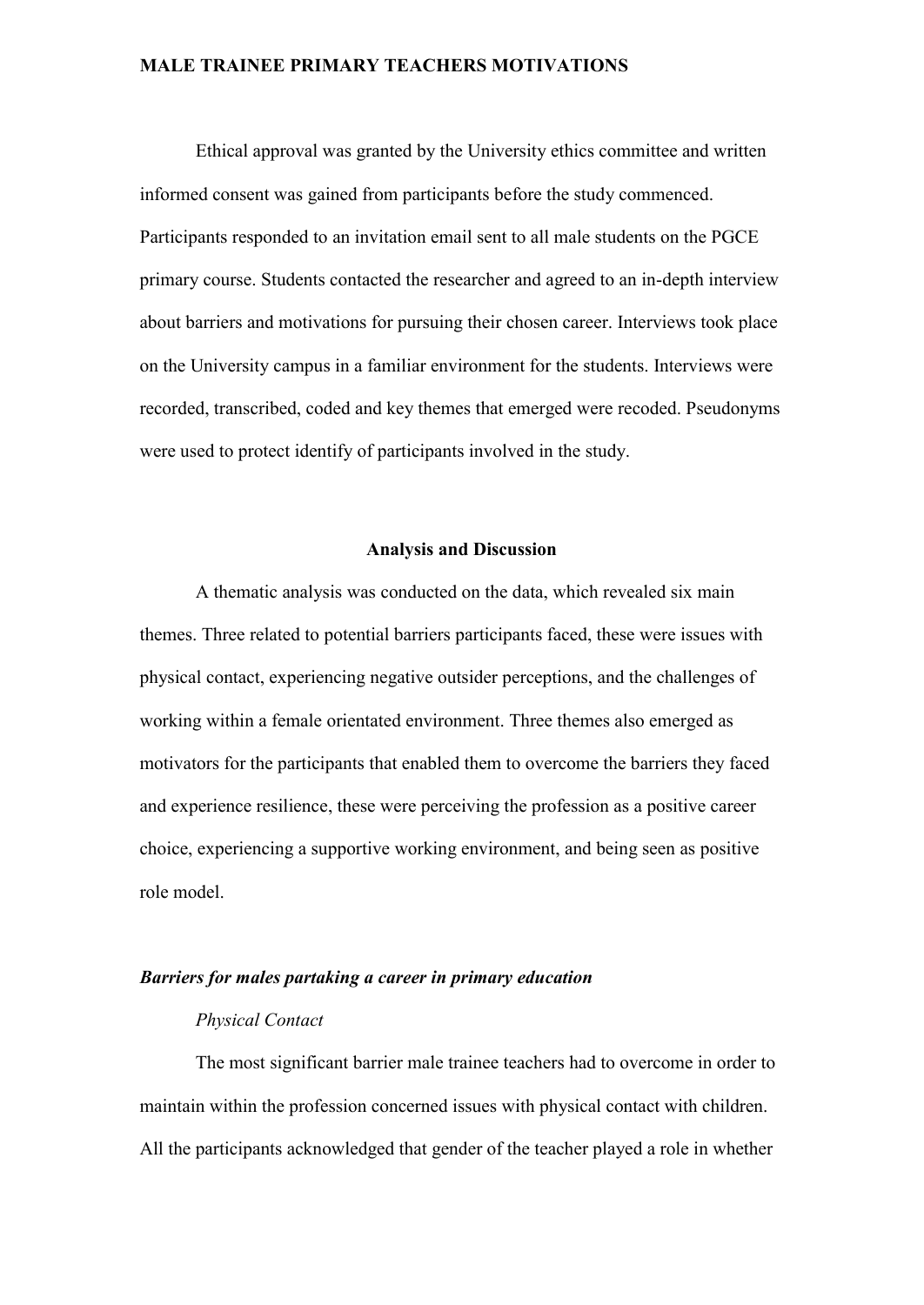Ethical approval was granted by the University ethics committee and written informed consent was gained from participants before the study commenced. Participants responded to an invitation email sent to all male students on the PGCE primary course. Students contacted the researcher and agreed to an in-depth interview about barriers and motivations for pursuing their chosen career. Interviews took place on the University campus in a familiar environment for the students. Interviews were recorded, transcribed, coded and key themes that emerged were recoded. Pseudonyms were used to protect identify of participants involved in the study.

## Analysis and Discussion

A thematic analysis was conducted on the data, which revealed six main themes. Three related to potential barriers participants faced, these were issues with physical contact, experiencing negative outsider perceptions, and the challenges of working within a female orientated environment. Three themes also emerged as motivators for the participants that enabled them to overcome the barriers they faced and experience resilience, these were perceiving the profession as a positive career choice, experiencing a supportive working environment, and being seen as positive role model.

### *Barriers for males partaking a career in primary education*

#### *Physical Contact*

The most significant barrier male trainee teachers had to overcome in order to maintain within the profession concerned issues with physical contact with children. All the participants acknowledged that gender of the teacher played a role in whether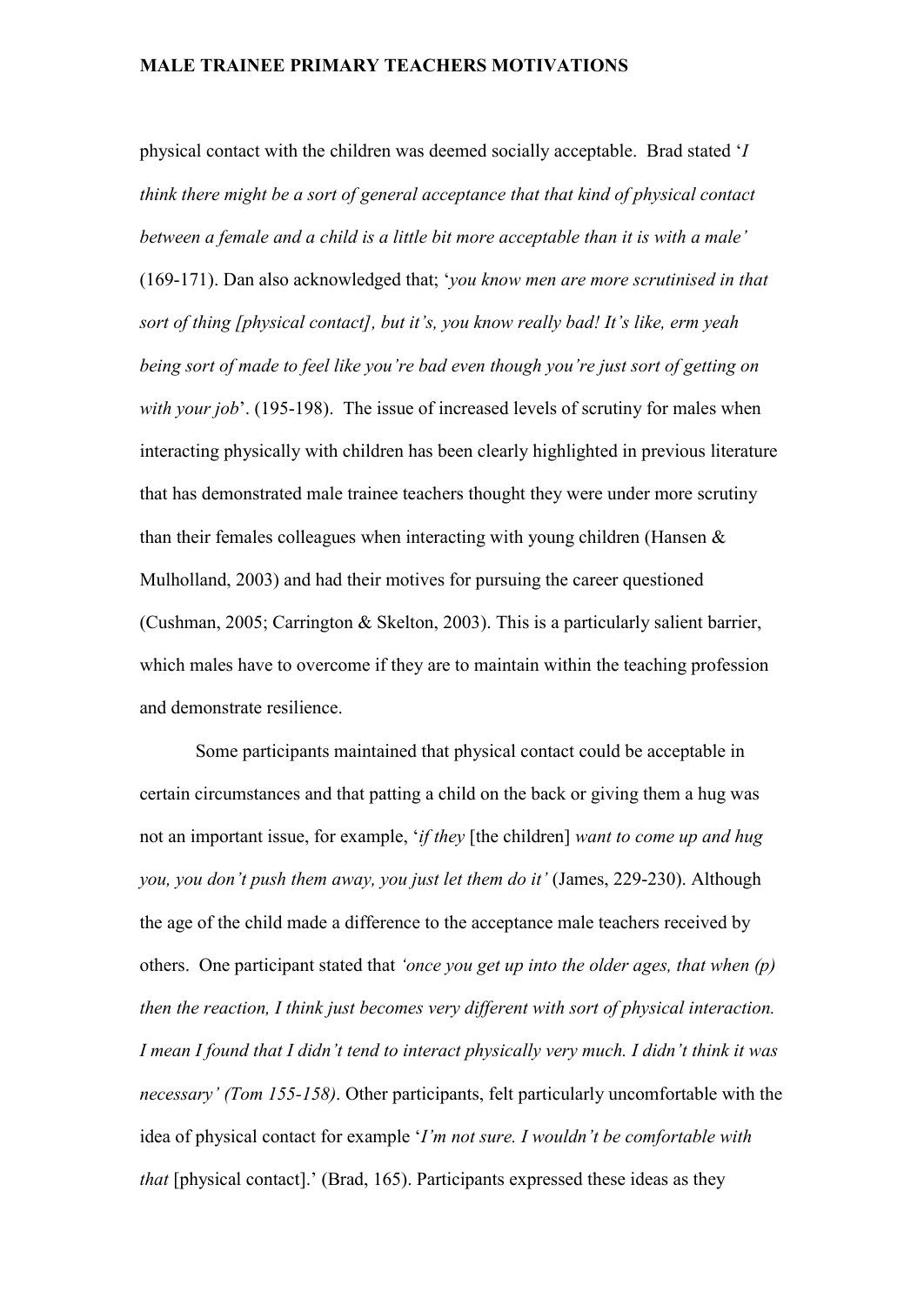physical contact with the children was deemed socially acceptable. Brad stated '*I think there might be a sort of general acceptance that that kind of physical contact between a female and a child is a little bit more acceptable than it is with a male'* (169-171). Dan also acknowledged that; '*you know men are more scrutinised in that sort of thing [physical contact], but it's, you know really bad! It's like, erm yeah being sort of made to feel like you're bad even though you're just sort of getting on with your job*'. (195-198). The issue of increased levels of scrutiny for males when interacting physically with children has been clearly highlighted in previous literature that has demonstrated male trainee teachers thought they were under more scrutiny than their females colleagues when interacting with young children (Hansen & Mulholland, 2003) and had their motives for pursuing the career questioned (Cushman, 2005; Carrington & Skelton, 2003). This is a particularly salient barrier, which males have to overcome if they are to maintain within the teaching profession and demonstrate resilience.

Some participants maintained that physical contact could be acceptable in certain circumstances and that patting a child on the back or giving them a hug was not an important issue, for example, '*if they* [the children] *want to come up and hug you, you don't push them away, you just let them do it'* (James, 229-230). Although the age of the child made a difference to the acceptance male teachers received by others. One participant stated that *'once you get up into the older ages, that when (p) then the reaction, I think just becomes very different with sort of physical interaction. I mean I found that I didn't tend to interact physically very much. I didn't think it was necessary' (Tom 155-158)*. Other participants, felt particularly uncomfortable with the idea of physical contact for example '*I'm not sure. I wouldn't be comfortable with that* [physical contact].' (Brad, 165). Participants expressed these ideas as they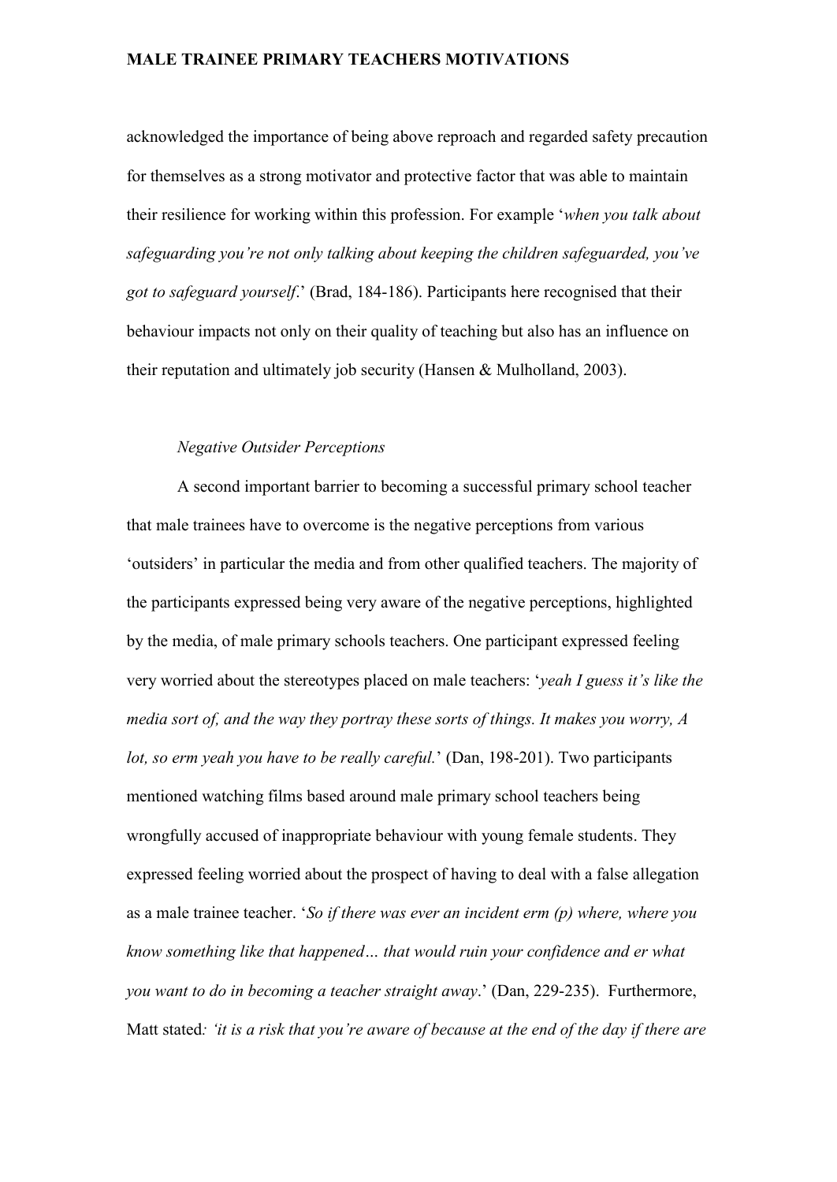acknowledged the importance of being above reproach and regarded safety precaution for themselves as a strong motivator and protective factor that was able to maintain their resilience for working within this profession. For example '*when you talk about safeguarding you're not only talking about keeping the children safeguarded, you've got to safeguard yourself*.' (Brad, 184-186). Participants here recognised that their behaviour impacts not only on their quality of teaching but also has an influence on their reputation and ultimately job security (Hansen & Mulholland, 2003).

*Negative Outsider Perceptions*

A second important barrier to becoming a successful primary school teacher that male trainees have to overcome is the negative perceptions from various 'outsiders' in particular the media and from other qualified teachers. The majority of the participants expressed being very aware of the negative perceptions, highlighted by the media, of male primary schools teachers. One participant expressed feeling very worried about the stereotypes placed on male teachers: '*yeah I guess it's like the media sort of, and the way they portray these sorts of things. It makes you worry, A lot, so erm yeah you have to be really careful.*' (Dan, 198-201). Two participants mentioned watching films based around male primary school teachers being wrongfully accused of inappropriate behaviour with young female students. They expressed feeling worried about the prospect of having to deal with a false allegation as a male trainee teacher. '*So if there was ever an incident erm (p) where, where you know something like that happened… that would ruin your confidence and er what you want to do in becoming a teacher straight away*.' (Dan, 229-235). Furthermore, Matt stated*: 'it is a risk that you're aware of because at the end of the day if there are*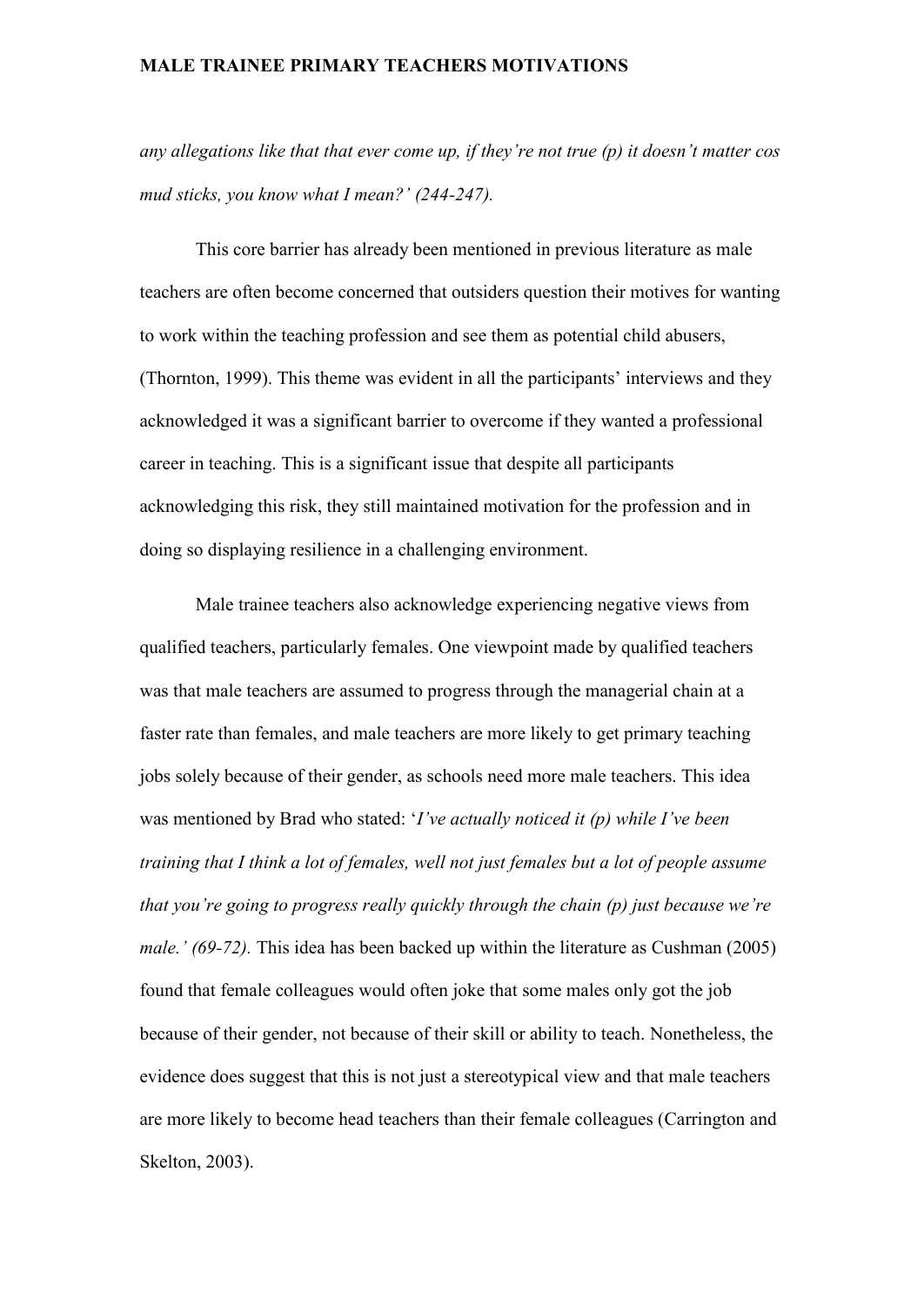*any allegations like that that ever come up, if they're not true (p) it doesn't matter cos mud sticks, you know what I mean?' (244-247).*

This core barrier has already been mentioned in previous literature as male teachers are often become concerned that outsiders question their motives for wanting to work within the teaching profession and see them as potential child abusers, (Thornton, 1999). This theme was evident in all the participants' interviews and they acknowledged it was a significant barrier to overcome if they wanted a professional career in teaching. This is a significant issue that despite all participants acknowledging this risk, they still maintained motivation for the profession and in doing so displaying resilience in a challenging environment.

Male trainee teachers also acknowledge experiencing negative views from qualified teachers, particularly females. One viewpoint made by qualified teachers was that male teachers are assumed to progress through the managerial chain at a faster rate than females, and male teachers are more likely to get primary teaching jobs solely because of their gender, as schools need more male teachers. This idea was mentioned by Brad who stated: '*I've actually noticed it (p) while I've been training that I think a lot of females, well not just females but a lot of people assume that you're going to progress really quickly through the chain (p) just because we're male.' (69-72).* This idea has been backed up within the literature as Cushman (2005) found that female colleagues would often joke that some males only got the job because of their gender, not because of their skill or ability to teach. Nonetheless, the evidence does suggest that this is not just a stereotypical view and that male teachers are more likely to become head teachers than their female colleagues (Carrington and Skelton, 2003).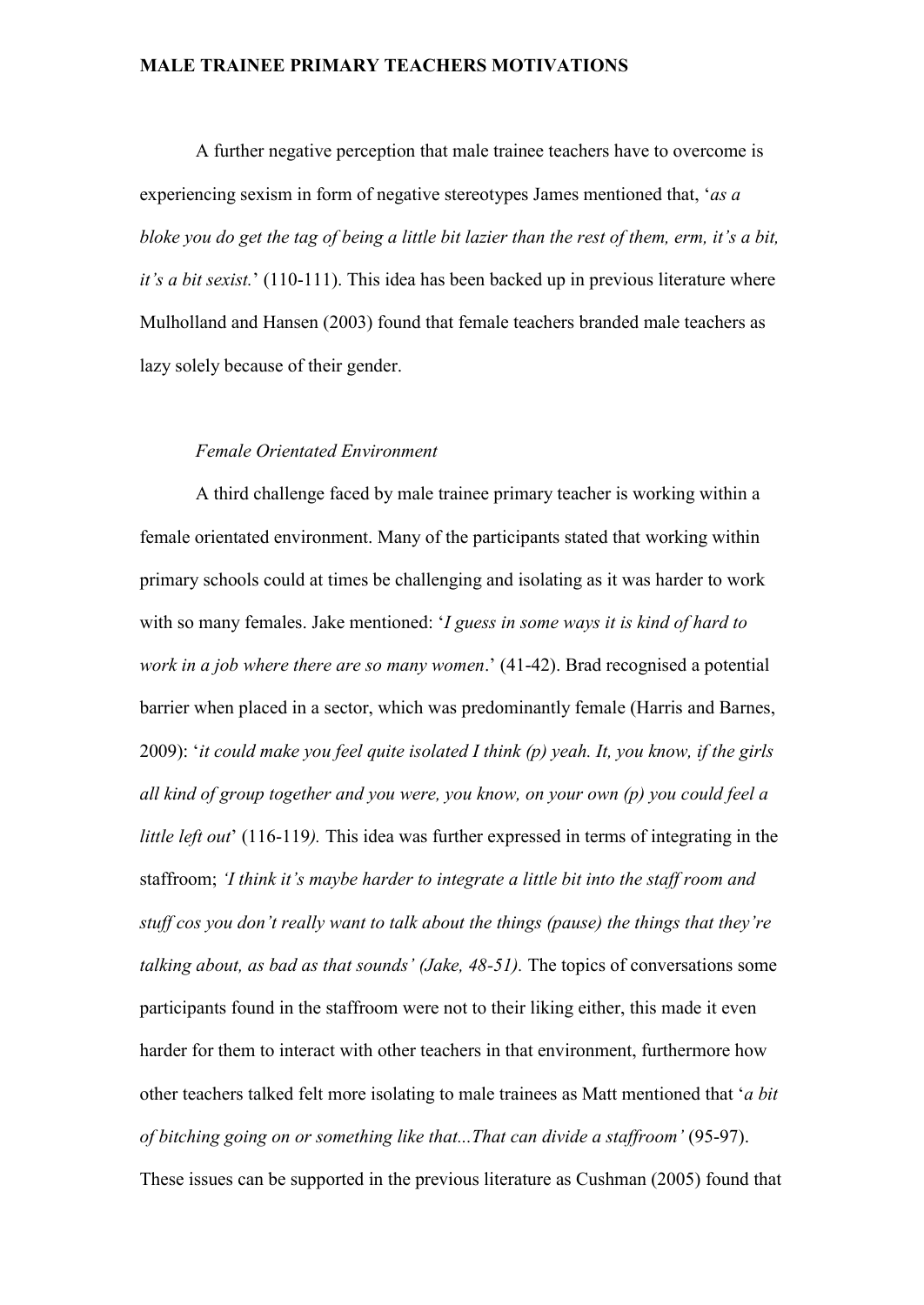A further negative perception that male trainee teachers have to overcome is experiencing sexism in form of negative stereotypes James mentioned that, '*as a bloke you do get the tag of being a little bit lazier than the rest of them, erm, it's a bit, it's a bit sexist.*' (110-111). This idea has been backed up in previous literature where Mulholland and Hansen (2003) found that female teachers branded male teachers as lazy solely because of their gender.

### *Female Orientated Environment*

A third challenge faced by male trainee primary teacher is working within a female orientated environment. Many of the participants stated that working within primary schools could at times be challenging and isolating as it was harder to work with so many females. Jake mentioned: '*I guess in some ways it is kind of hard to work in a job where there are so many women*.' (41-42). Brad recognised a potential barrier when placed in a sector, which was predominantly female (Harris and Barnes, 2009): '*it could make you feel quite isolated I think (p) yeah. It, you know, if the girls all kind of group together and you were, you know, on your own (p) you could feel a little left out*' (116-119*).* This idea was further expressed in terms of integrating in the staffroom; *'I think it's maybe harder to integrate a little bit into the staff room and stuff cos you don't really want to talk about the things (pause) the things that they're talking about, as bad as that sounds' (Jake, 48-51).* The topics of conversations some participants found in the staffroom were not to their liking either, this made it even harder for them to interact with other teachers in that environment, furthermore how other teachers talked felt more isolating to male trainees as Matt mentioned that '*a bit of bitching going on or something like that...That can divide a staffroom'* (95-97). These issues can be supported in the previous literature as Cushman (2005) found that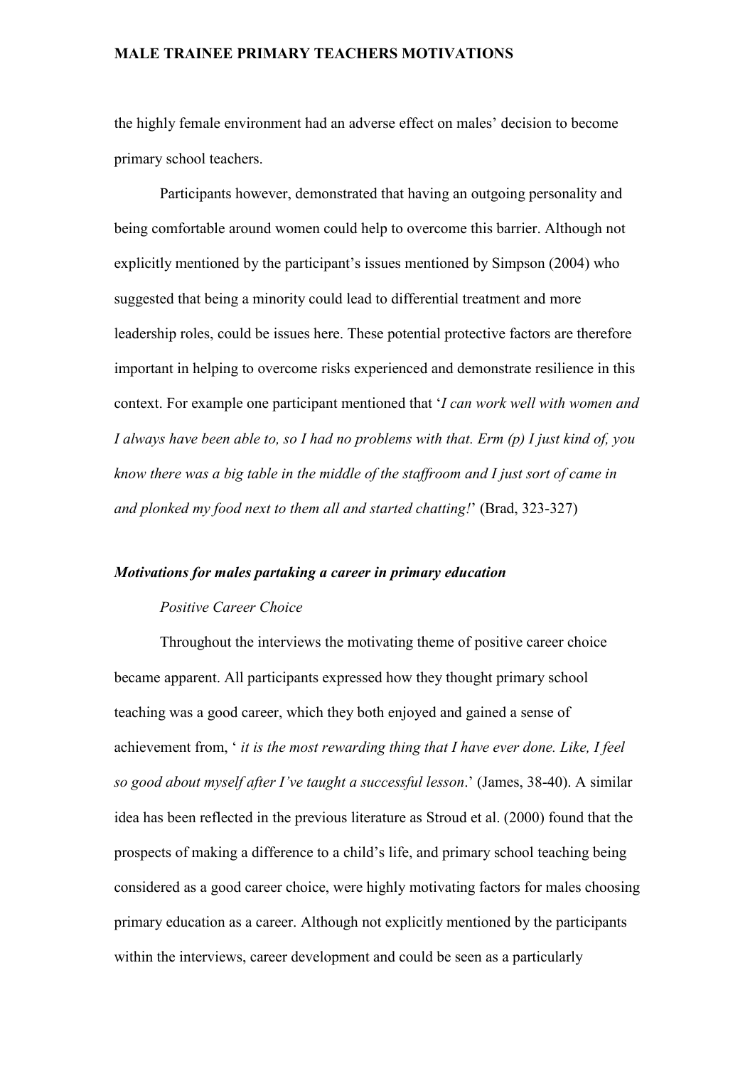the highly female environment had an adverse effect on males' decision to become primary school teachers.

Participants however, demonstrated that having an outgoing personality and being comfortable around women could help to overcome this barrier. Although not explicitly mentioned by the participant's issues mentioned by Simpson (2004) who suggested that being a minority could lead to differential treatment and more leadership roles, could be issues here. These potential protective factors are therefore important in helping to overcome risks experienced and demonstrate resilience in this context. For example one participant mentioned that '*I can work well with women and I always have been able to, so I had no problems with that. Erm (p) I just kind of, you know there was a big table in the middle of the staffroom and I just sort of came in and plonked my food next to them all and started chatting!*' (Brad, 323-327)

### ***Motivations for males partaking a career in primary education***

*Positive Career Choice*

Throughout the interviews the motivating theme of positive career choice became apparent. All participants expressed how they thought primary school teaching was a good career, which they both enjoyed and gained a sense of achievement from, ' *it is the most rewarding thing that I have ever done. Like, I feel so good about myself after I've taught a successful lesson*.' (James, 38-40). A similar idea has been reflected in the previous literature as Stroud et al. (2000) found that the prospects of making a difference to a child's life, and primary school teaching being considered as a good career choice, were highly motivating factors for males choosing primary education as a career. Although not explicitly mentioned by the participants within the interviews, career development and could be seen as a particularly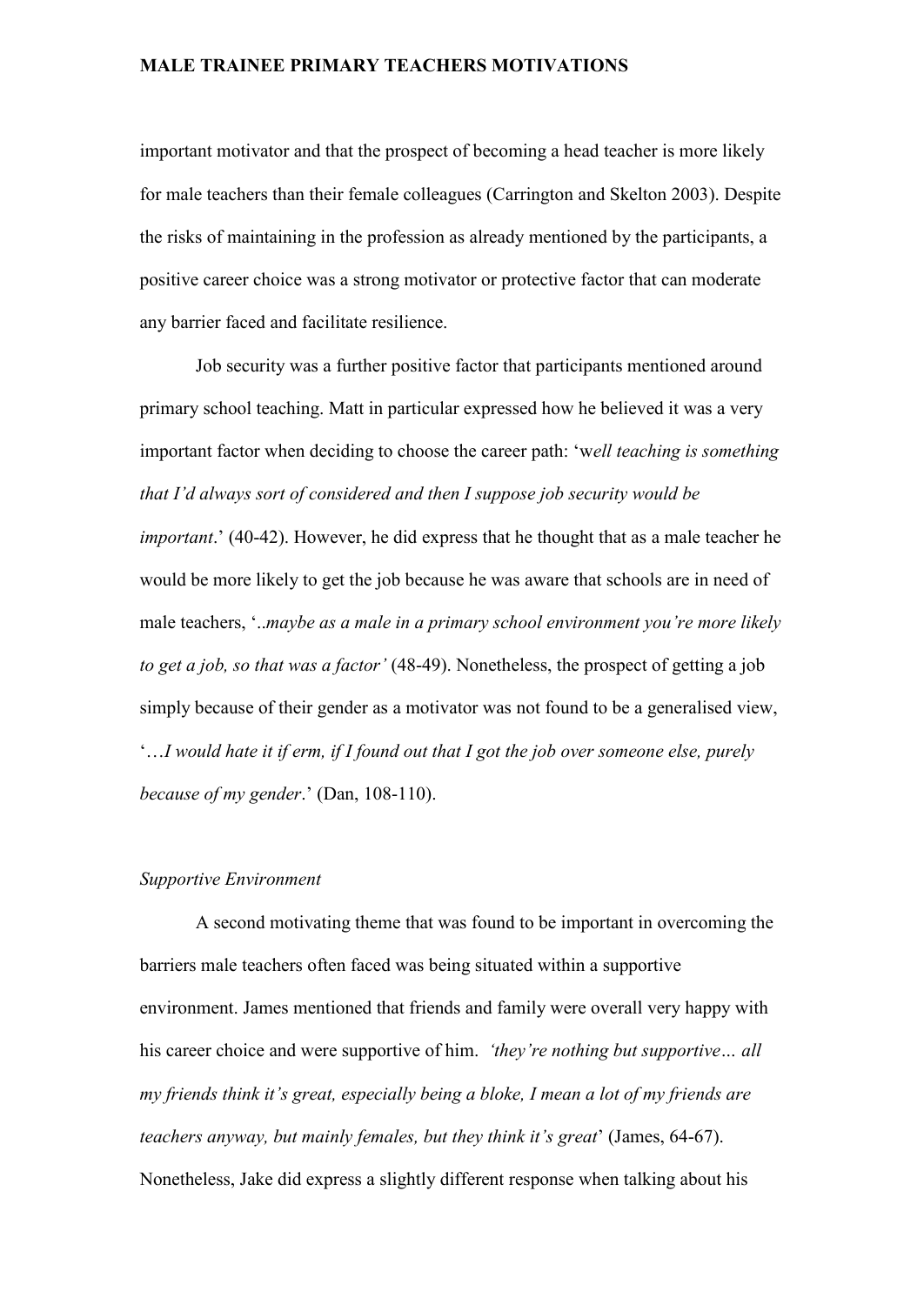important motivator and that the prospect of becoming a head teacher is more likely for male teachers than their female colleagues (Carrington and Skelton 2003). Despite the risks of maintaining in the profession as already mentioned by the participants, a positive career choice was a strong motivator or protective factor that can moderate any barrier faced and facilitate resilience.

Job security was a further positive factor that participants mentioned around primary school teaching. Matt in particular expressed how he believed it was a very important factor when deciding to choose the career path: 'w*ell teaching is something that I'd always sort of considered and then I suppose job security would be important*.' (40-42). However, he did express that he thought that as a male teacher he would be more likely to get the job because he was aware that schools are in need of male teachers, '*..maybe as a male in a primary school environment you're more likely to get a job, so that was a factor'* (48-49). Nonetheless, the prospect of getting a job simply because of their gender as a motivator was not found to be a generalised view, '*…I would hate it if erm, if I found out that I got the job over someone else, purely because of my gender*.' (Dan, 108-110).

*Supportive Environment*

A second motivating theme that was found to be important in overcoming the barriers male teachers often faced was being situated within a supportive environment. James mentioned that friends and family were overall very happy with his career choice and were supportive of him. *'they're nothing but supportive… all my friends think it's great, especially being a bloke, I mean a lot of my friends are teachers anyway, but mainly females, but they think it's great*' (James, 64-67). Nonetheless, Jake did express a slightly different response when talking about his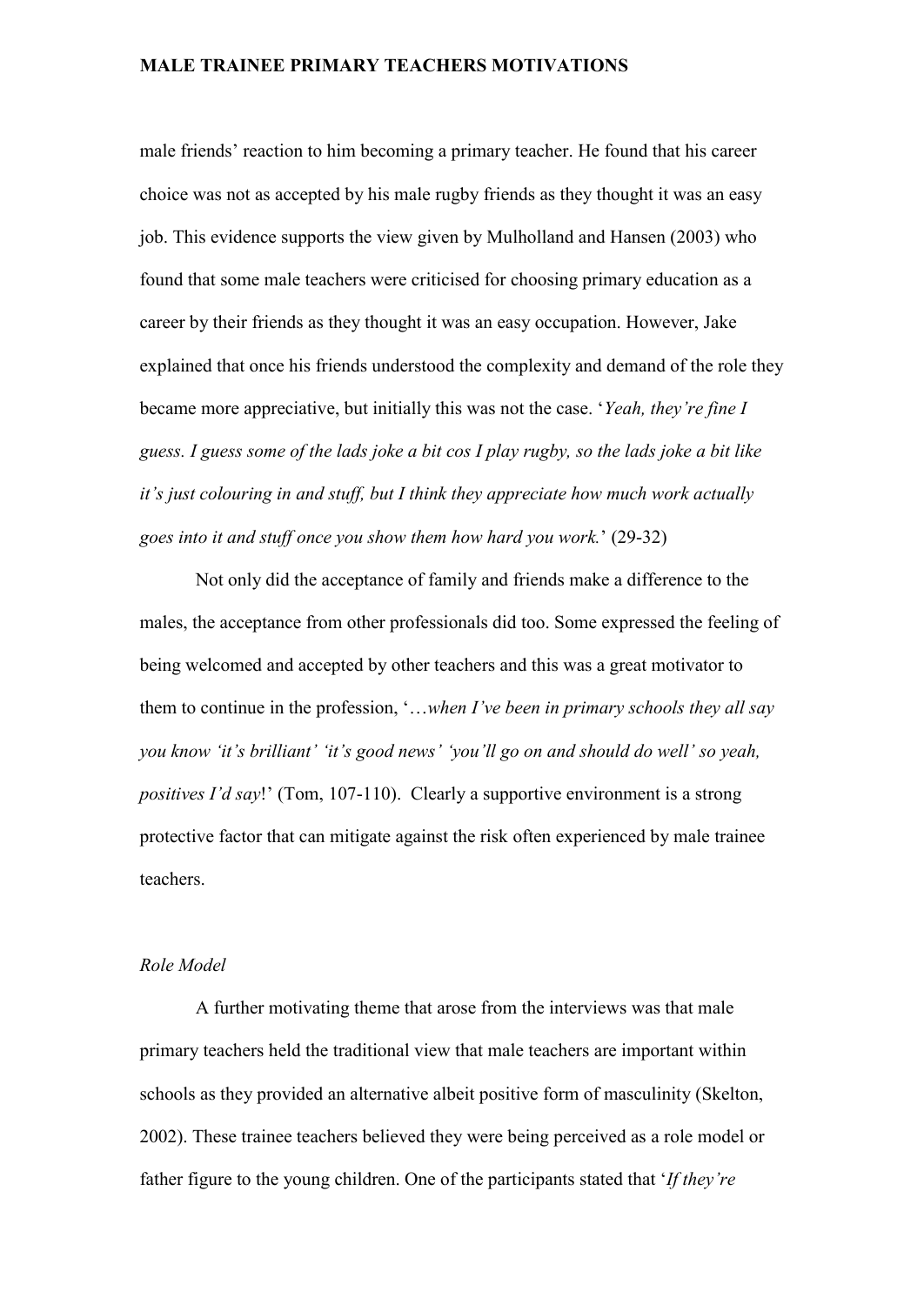male friends' reaction to him becoming a primary teacher. He found that his career choice was not as accepted by his male rugby friends as they thought it was an easy job. This evidence supports the view given by Mulholland and Hansen (2003) who found that some male teachers were criticised for choosing primary education as a career by their friends as they thought it was an easy occupation. However, Jake explained that once his friends understood the complexity and demand of the role they became more appreciative, but initially this was not the case. '*Yeah, they're fine I guess. I guess some of the lads joke a bit cos I play rugby, so the lads joke a bit like it's just colouring in and stuff, but I think they appreciate how much work actually goes into it and stuff once you show them how hard you work.*' (29-32)

Not only did the acceptance of family and friends make a difference to the males, the acceptance from other professionals did too. Some expressed the feeling of being welcomed and accepted by other teachers and this was a great motivator to them to continue in the profession, '*…when I've been in primary schools they all say you know 'it's brilliant' 'it's good news' 'you'll go on and should do well' so yeah, positives I'd say*!' (Tom, 107-110). Clearly a supportive environment is a strong protective factor that can mitigate against the risk often experienced by male trainee teachers.

*Role Model*

A further motivating theme that arose from the interviews was that male primary teachers held the traditional view that male teachers are important within schools as they provided an alternative albeit positive form of masculinity (Skelton, 2002). These trainee teachers believed they were being perceived as a role model or father figure to the young children. One of the participants stated that '*If they're*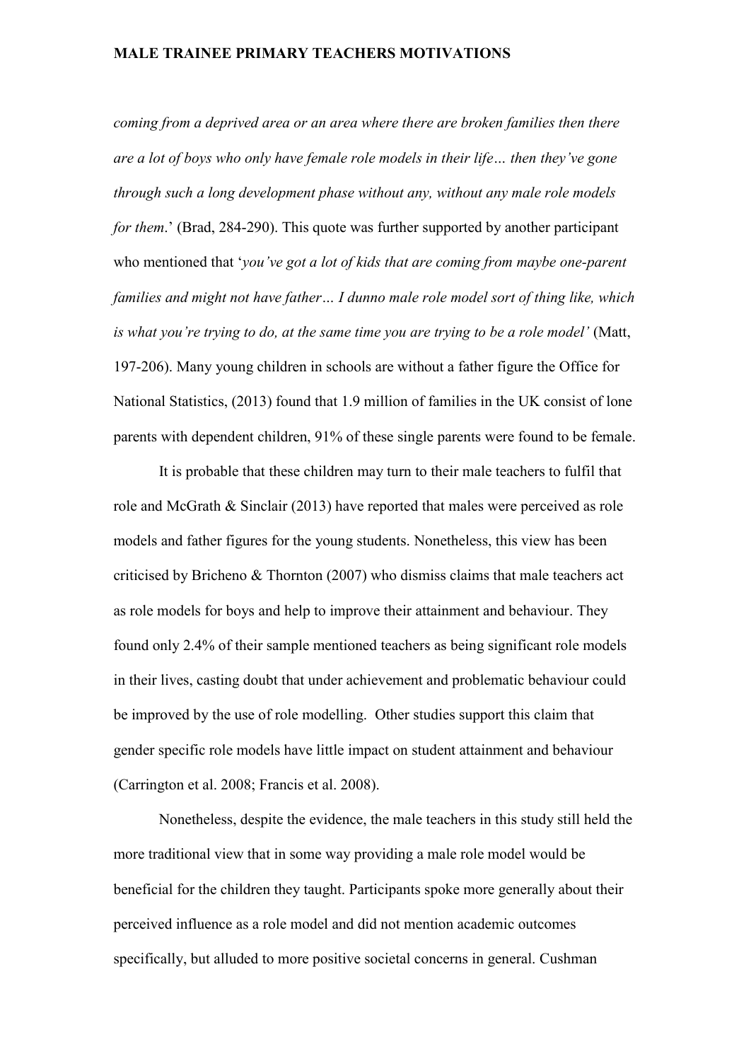*coming from a deprived area or an area where there are broken families then there are a lot of boys who only have female role models in their life… then they've gone through such a long development phase without any, without any male role models for them*.' (Brad, 284-290). This quote was further supported by another participant who mentioned that '*you've got a lot of kids that are coming from maybe one-parent families and might not have father… I dunno male role model sort of thing like, which is what you're trying to do, at the same time you are trying to be a role model'* (Matt, 197-206). Many young children in schools are without a father figure the Office for National Statistics, (2013) found that 1.9 million of families in the UK consist of lone parents with dependent children, 91% of these single parents were found to be female.

It is probable that these children may turn to their male teachers to fulfil that role and McGrath & Sinclair (2013) have reported that males were perceived as role models and father figures for the young students. Nonetheless, this view has been criticised by Bricheno & Thornton (2007) who dismiss claims that male teachers act as role models for boys and help to improve their attainment and behaviour. They found only 2.4% of their sample mentioned teachers as being significant role models in their lives, casting doubt that under achievement and problematic behaviour could be improved by the use of role modelling. Other studies support this claim that gender specific role models have little impact on student attainment and behaviour (Carrington et al. 2008; Francis et al. 2008).

Nonetheless, despite the evidence, the male teachers in this study still held the more traditional view that in some way providing a male role model would be beneficial for the children they taught. Participants spoke more generally about their perceived influence as a role model and did not mention academic outcomes specifically, but alluded to more positive societal concerns in general. Cushman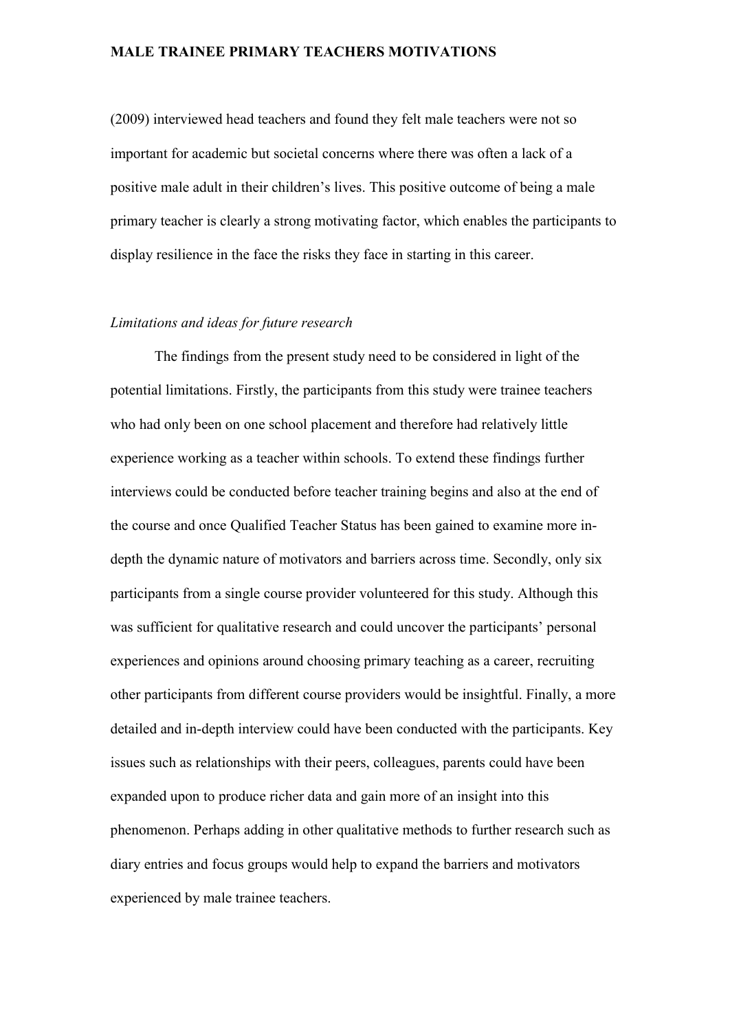(2009) interviewed head teachers and found they felt male teachers were not so important for academic but societal concerns where there was often a lack of a positive male adult in their children's lives. This positive outcome of being a male primary teacher is clearly a strong motivating factor, which enables the participants to display resilience in the face the risks they face in starting in this career.

### *Limitations and ideas for future research*

The findings from the present study need to be considered in light of the potential limitations. Firstly, the participants from this study were trainee teachers who had only been on one school placement and therefore had relatively little experience working as a teacher within schools. To extend these findings further interviews could be conducted before teacher training begins and also at the end of the course and once Qualified Teacher Status has been gained to examine more in-depth the dynamic nature of motivators and barriers across time. Secondly, only six participants from a single course provider volunteered for this study. Although this was sufficient for qualitative research and could uncover the participants' personal experiences and opinions around choosing primary teaching as a career, recruiting other participants from different course providers would be insightful. Finally, a more detailed and in-depth interview could have been conducted with the participants. Key issues such as relationships with their peers, colleagues, parents could have been expanded upon to produce richer data and gain more of an insight into this phenomenon. Perhaps adding in other qualitative methods to further research such as diary entries and focus groups would help to expand the barriers and motivators experienced by male trainee teachers.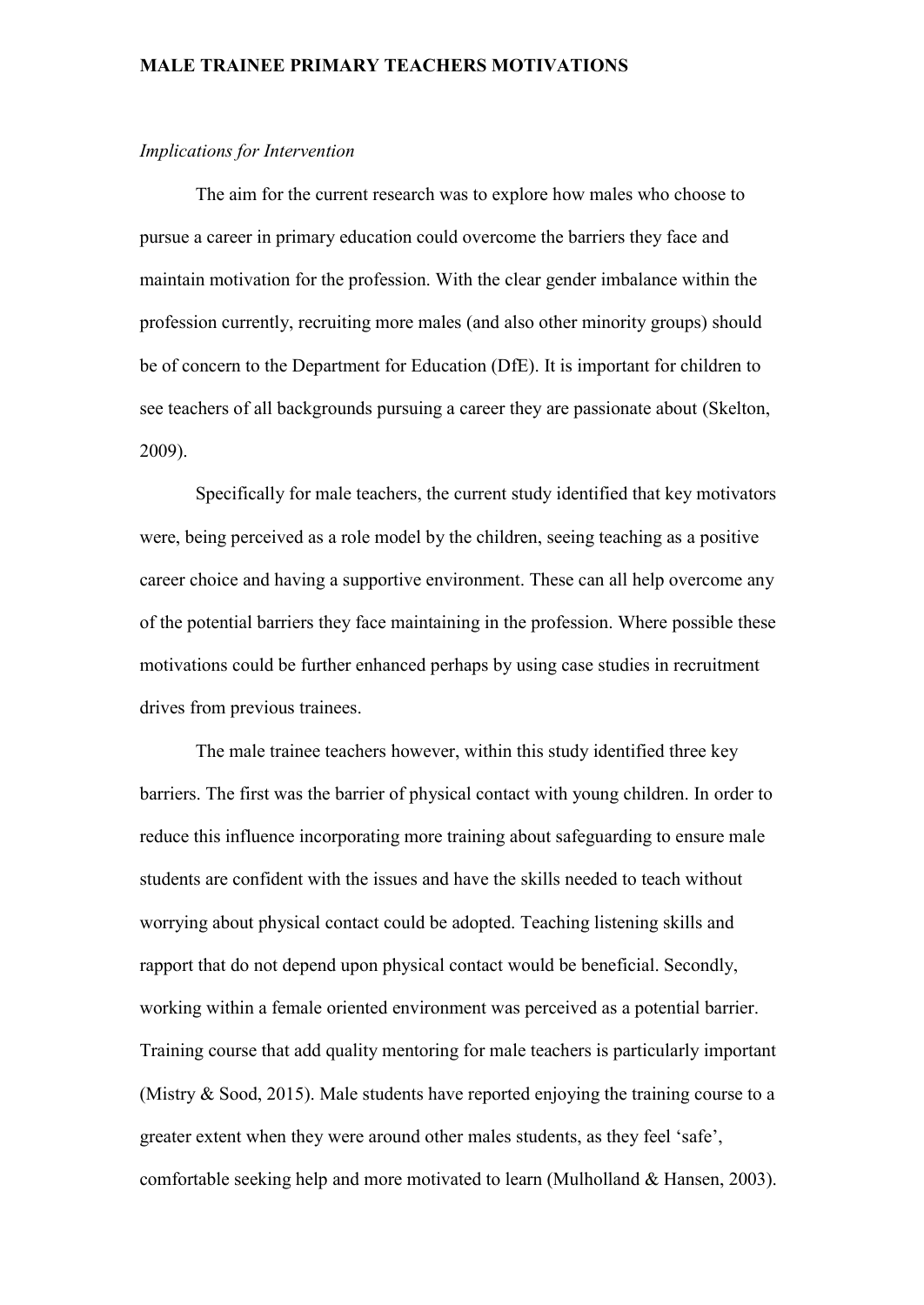*Implications for Intervention*

The aim for the current research was to explore how males who choose to pursue a career in primary education could overcome the barriers they face and maintain motivation for the profession. With the clear gender imbalance within the profession currently, recruiting more males (and also other minority groups) should be of concern to the Department for Education (DfE). It is important for children to see teachers of all backgrounds pursuing a career they are passionate about (Skelton, 2009).

Specifically for male teachers, the current study identified that key motivators were, being perceived as a role model by the children, seeing teaching as a positive career choice and having a supportive environment. These can all help overcome any of the potential barriers they face maintaining in the profession. Where possible these motivations could be further enhanced perhaps by using case studies in recruitment drives from previous trainees.

The male trainee teachers however, within this study identified three key barriers. The first was the barrier of physical contact with young children. In order to reduce this influence incorporating more training about safeguarding to ensure male students are confident with the issues and have the skills needed to teach without worrying about physical contact could be adopted. Teaching listening skills and rapport that do not depend upon physical contact would be beneficial. Secondly, working within a female oriented environment was perceived as a potential barrier. Training course that add quality mentoring for male teachers is particularly important (Mistry & Sood, 2015). Male students have reported enjoying the training course to a greater extent when they were around other males students, as they feel 'safe', comfortable seeking help and more motivated to learn (Mulholland & Hansen, 2003).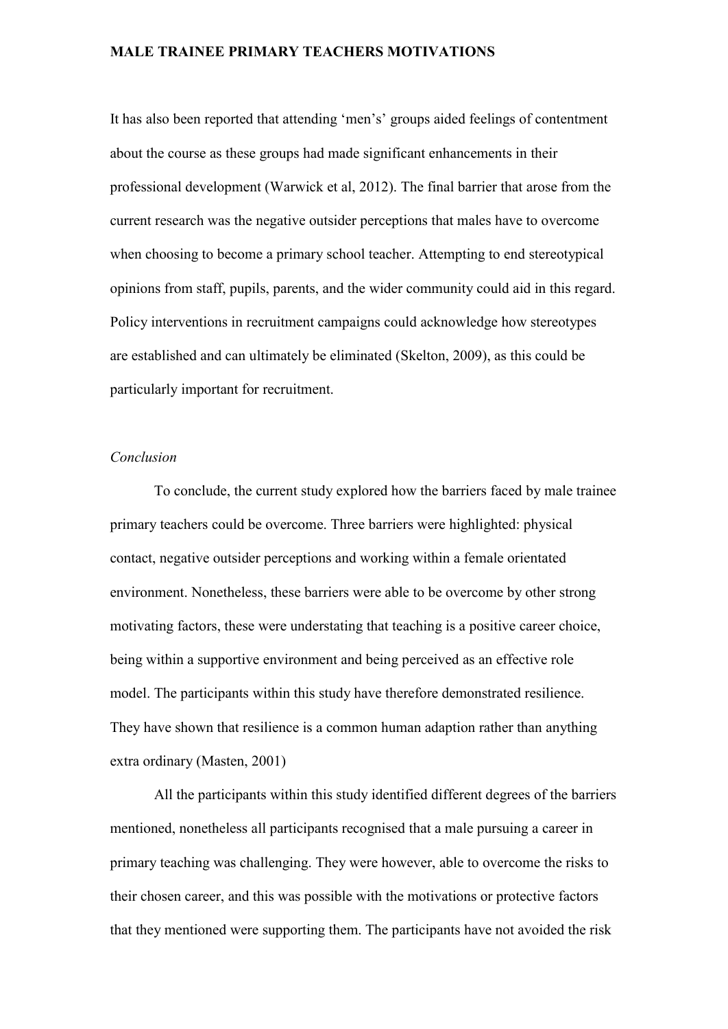It has also been reported that attending 'men's' groups aided feelings of contentment about the course as these groups had made significant enhancements in their professional development (Warwick et al, 2012). The final barrier that arose from the current research was the negative outsider perceptions that males have to overcome when choosing to become a primary school teacher. Attempting to end stereotypical opinions from staff, pupils, parents, and the wider community could aid in this regard. Policy interventions in recruitment campaigns could acknowledge how stereotypes are established and can ultimately be eliminated (Skelton, 2009), as this could be particularly important for recruitment.

*Conclusion*

To conclude, the current study explored how the barriers faced by male trainee primary teachers could be overcome. Three barriers were highlighted: physical contact, negative outsider perceptions and working within a female orientated environment. Nonetheless, these barriers were able to be overcome by other strong motivating factors, these were understating that teaching is a positive career choice, being within a supportive environment and being perceived as an effective role model. The participants within this study have therefore demonstrated resilience. They have shown that resilience is a common human adaption rather than anything extra ordinary (Masten, 2001)

All the participants within this study identified different degrees of the barriers mentioned, nonetheless all participants recognised that a male pursuing a career in primary teaching was challenging. They were however, able to overcome the risks to their chosen career, and this was possible with the motivations or protective factors that they mentioned were supporting them. The participants have not avoided the risk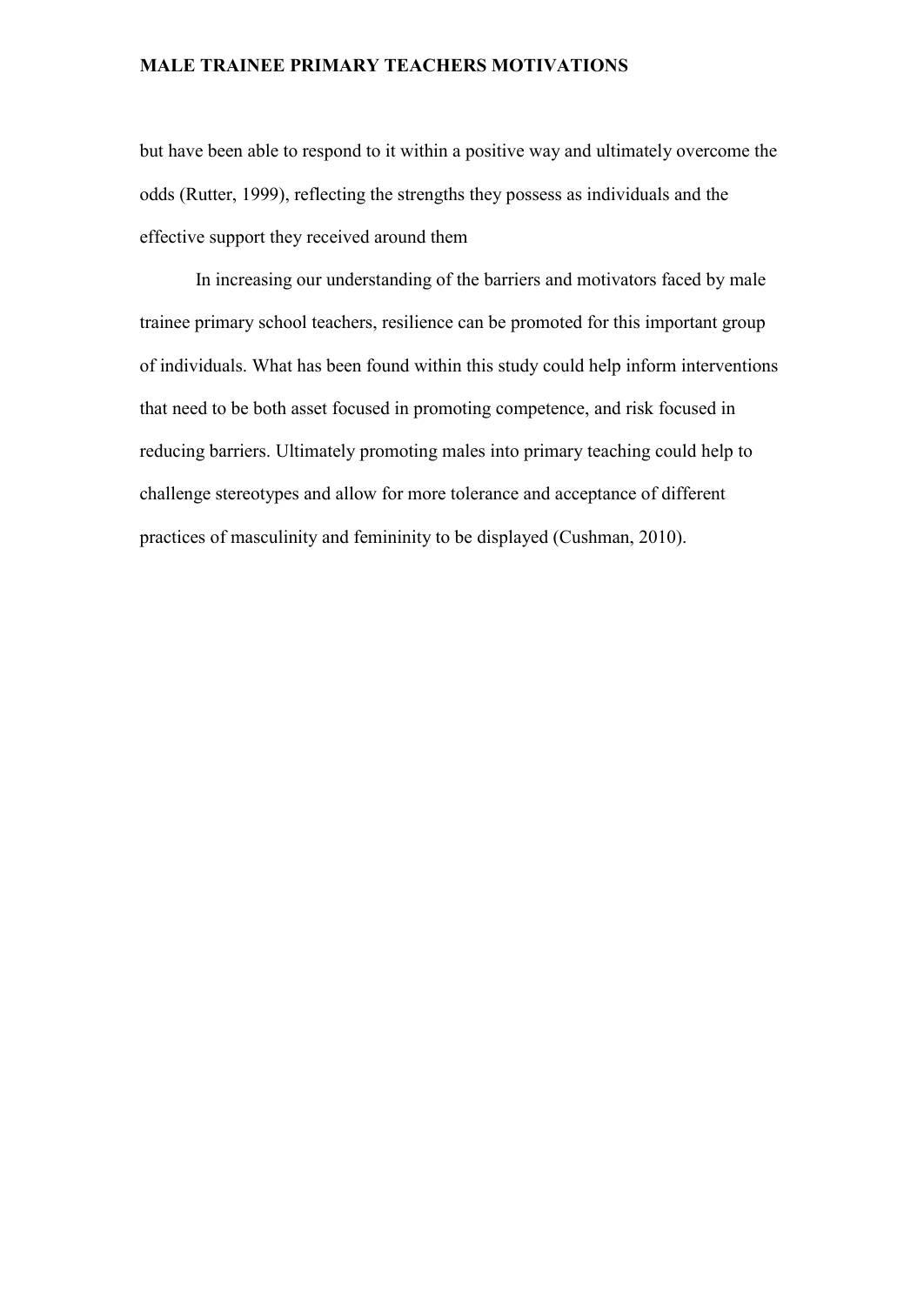but have been able to respond to it within a positive way and ultimately overcome the odds (Rutter, 1999), reflecting the strengths they possess as individuals and the effective support they received around them

In increasing our understanding of the barriers and motivators faced by male trainee primary school teachers, resilience can be promoted for this important group of individuals. What has been found within this study could help inform interventions that need to be both asset focused in promoting competence, and risk focused in reducing barriers. Ultimately promoting males into primary teaching could help to challenge stereotypes and allow for more tolerance and acceptance of different practices of masculinity and femininity to be displayed (Cushman, 2010).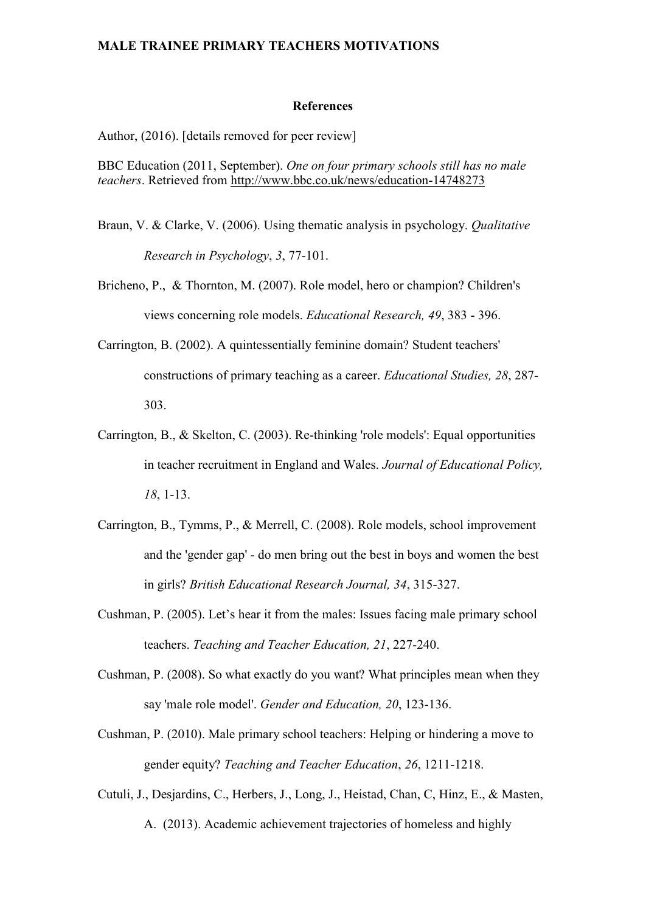## References

Author, (2016). [details removed for peer review]

BBC Education (2011, September). *One on four primary schools still has no male teachers*. Retrieved from http://www.bbc.co.uk/news/education-14748273

Braun, V. & Clarke, V. (2006). Using thematic analysis in psychology. *Qualitative Research in Psychology*, *3*, 77-101.

Bricheno, P., & Thornton, M. (2007). Role model, hero or champion? Children's views concerning role models. *Educational Research, 49*, 383 - 396.

Carrington, B. (2002). A quintessentially feminine domain? Student teachers' constructions of primary teaching as a career. *Educational Studies, 28*, 287-303.

Carrington, B., & Skelton, C. (2003). Re-thinking 'role models': Equal opportunities in teacher recruitment in England and Wales. *Journal of Educational Policy, 18*, 1-13.

Carrington, B., Tymms, P., & Merrell, C. (2008). Role models, school improvement and the 'gender gap' - do men bring out the best in boys and women the best in girls? *British Educational Research Journal, 34*, 315-327.

Cushman, P. (2005). Let's hear it from the males: Issues facing male primary school teachers. *Teaching and Teacher Education, 21*, 227-240.

Cushman, P. (2008). So what exactly do you want? What principles mean when they say 'male role model'. *Gender and Education, 20*, 123-136.

Cushman, P. (2010). Male primary school teachers: Helping or hindering a move to gender equity? *Teaching and Teacher Education*, *26*, 1211-1218.

Cutuli, J., Desjardins, C., Herbers, J., Long, J., Heistad, Chan, C, Hinz, E., & Masten, A. (2013). Academic achievement trajectories of homeless and highly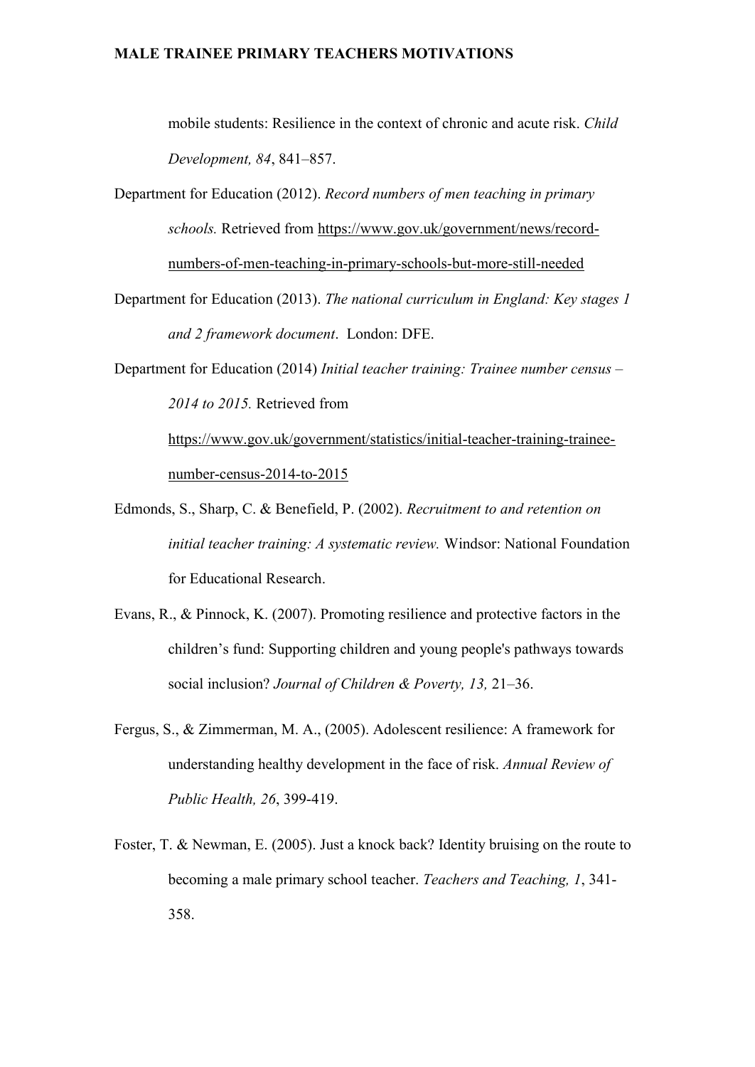mobile students: Resilience in the context of chronic and acute risk. *Child Development, 84*, 841–857.

Department for Education (2012). *Record numbers of men teaching in primary schools.* Retrieved from https://www.gov.uk/government/news/record-numbers-of-men-teaching-in-primary-schools-but-more-still-needed

Department for Education (2013). *The national curriculum in England: Key stages 1 and 2 framework document*. London: DFE.

Department for Education (2014) *Initial teacher training: Trainee number census – 2014 to 2015.* Retrieved from https://www.gov.uk/government/statistics/initial-teacher-training-trainee-number-census-2014-to-2015

Edmonds, S., Sharp, C. & Benefield, P. (2002). *Recruitment to and retention on initial teacher training: A systematic review.* Windsor: National Foundation for Educational Research.

Evans, R., & Pinnock, K. (2007). Promoting resilience and protective factors in the children's fund: Supporting children and young people's pathways towards social inclusion? *Journal of Children & Poverty, 13,* 21–36.

Fergus, S., & Zimmerman, M. A., (2005). Adolescent resilience: A framework for understanding healthy development in the face of risk. *Annual Review of Public Health, 26*, 399-419.

Foster, T. & Newman, E. (2005). Just a knock back? Identity bruising on the route to becoming a male primary school teacher. *Teachers and Teaching, 1*, 341-358.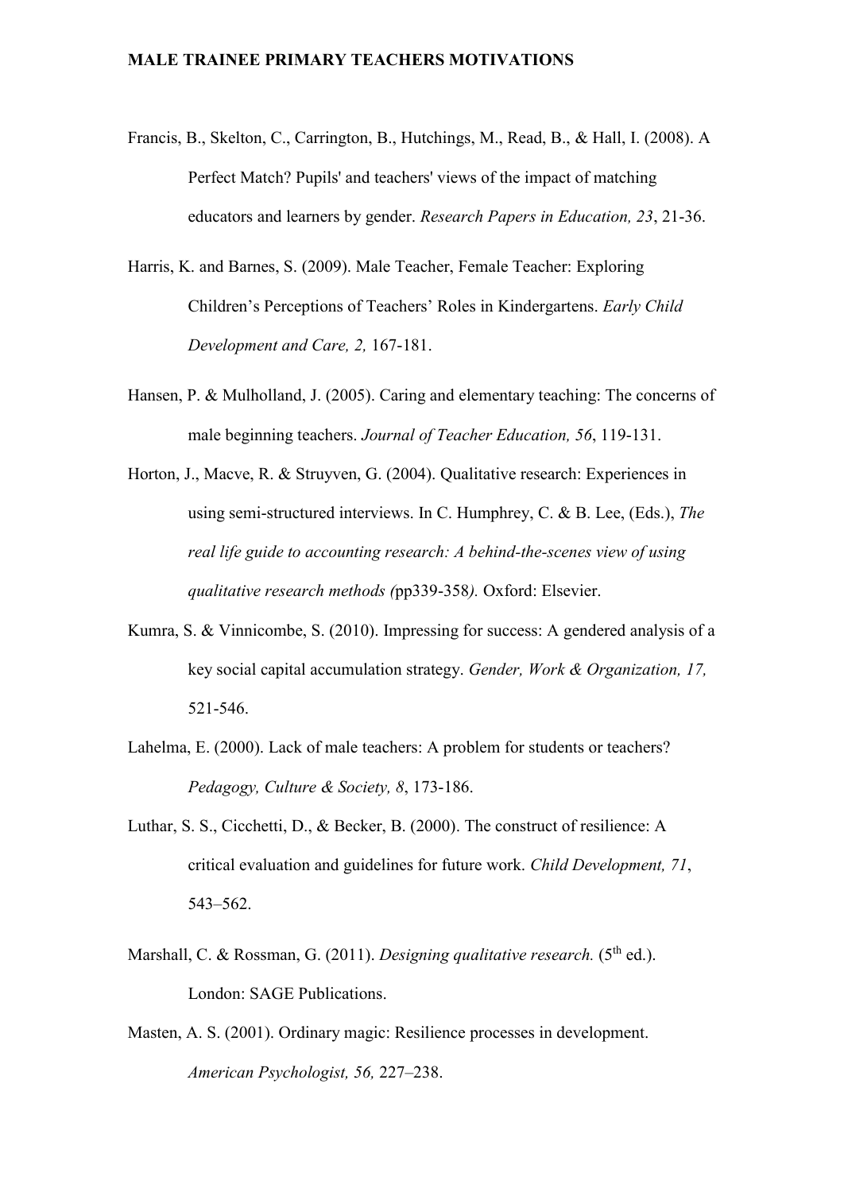Francis, B., Skelton, C., Carrington, B., Hutchings, M., Read, B., & Hall, I. (2008). A Perfect Match? Pupils' and teachers' views of the impact of matching educators and learners by gender. *Research Papers in Education, 23*, 21-36.

Harris, K. and Barnes, S. (2009). Male Teacher, Female Teacher: Exploring Children's Perceptions of Teachers' Roles in Kindergartens. *Early Child Development and Care, 2,* 167-181.

Hansen, P. & Mulholland, J. (2005). Caring and elementary teaching: The concerns of male beginning teachers. *Journal of Teacher Education, 56*, 119-131.

Horton, J., Macve, R. & Struyven, G. (2004). Qualitative research: Experiences in using semi-structured interviews. In C. Humphrey, C. & B. Lee, (Eds.), *The real life guide to accounting research: A behind-the-scenes view of using qualitative research methods (*pp339-358*).* Oxford: Elsevier.

Kumra, S. & Vinnicombe, S. (2010). Impressing for success: A gendered analysis of a key social capital accumulation strategy. *Gender, Work & Organization, 17,* 521-546.

Lahelma, E. (2000). Lack of male teachers: A problem for students or teachers? *Pedagogy, Culture & Society, 8*, 173-186.

Luthar, S. S., Cicchetti, D., & Becker, B. (2000). The construct of resilience: A critical evaluation and guidelines for future work. *Child Development, 71*, 543–562.

Marshall, C. & Rossman, G. (2011). *Designing qualitative research.* (5th ed.). London: SAGE Publications.

Masten, A. S. (2001). Ordinary magic: Resilience processes in development. *American Psychologist, 56,* 227–238.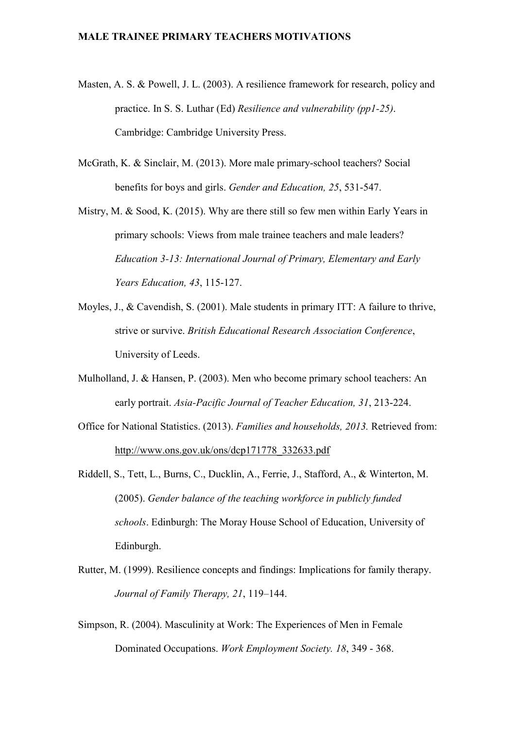Masten, A. S. & Powell, J. L. (2003). A resilience framework for research, policy and practice. In S. S. Luthar (Ed) *Resilience and vulnerability (pp1-25)*. Cambridge: Cambridge University Press.

McGrath, K. & Sinclair, M. (2013). More male primary-school teachers? Social benefits for boys and girls. *Gender and Education, 25*, 531-547.

Mistry, M. & Sood, K. (2015). Why are there still so few men within Early Years in primary schools: Views from male trainee teachers and male leaders? *Education 3-13: International Journal of Primary, Elementary and Early Years Education, 43*, 115-127.

Moyles, J., & Cavendish, S. (2001). Male students in primary ITT: A failure to thrive, strive or survive. *British Educational Research Association Conference*, University of Leeds.

Mulholland, J. & Hansen, P. (2003). Men who become primary school teachers: An early portrait. *Asia-Pacific Journal of Teacher Education, 31*, 213-224.

Office for National Statistics. (2013). *Families and households, 2013.* Retrieved from: http://www.ons.gov.uk/ons/dcp171778_332633.pdf

Riddell, S., Tett, L., Burns, C., Ducklin, A., Ferrie, J., Stafford, A., & Winterton, M. (2005). *Gender balance of the teaching workforce in publicly funded schools*. Edinburgh: The Moray House School of Education, University of Edinburgh.

Rutter, M. (1999). Resilience concepts and findings: Implications for family therapy. *Journal of Family Therapy, 21*, 119–144.

Simpson, R. (2004). Masculinity at Work: The Experiences of Men in Female Dominated Occupations. *Work Employment Society. 18*, 349 - 368.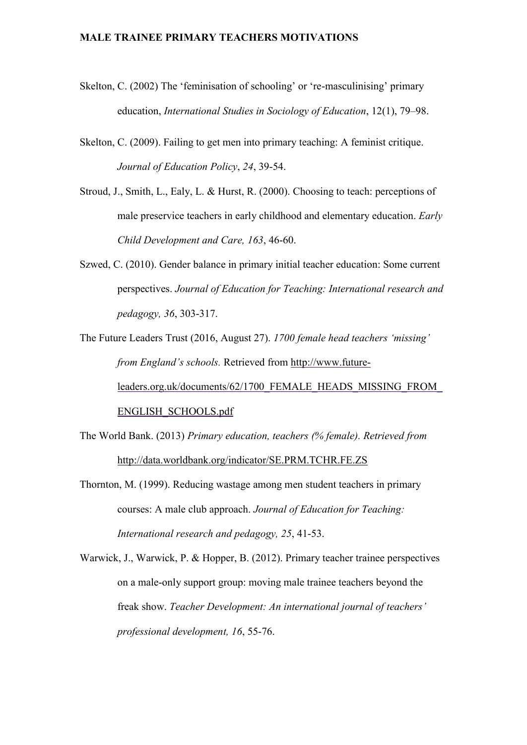Skelton, C. (2002) The 'feminisation of schooling' or 're-masculinising' primary education, *International Studies in Sociology of Education*, 12(1), 79–98.

Skelton, C. (2009). Failing to get men into primary teaching: A feminist critique. *Journal of Education Policy*, *24*, 39-54.

Stroud, J., Smith, L., Ealy, L. & Hurst, R. (2000). Choosing to teach: perceptions of male preservice teachers in early childhood and elementary education. *Early Child Development and Care, 163*, 46-60.

Szwed, C. (2010). Gender balance in primary initial teacher education: Some current perspectives. *Journal of Education for Teaching: International research and pedagogy, 36*, 303-317.

The Future Leaders Trust (2016, August 27). *1700 female head teachers 'missing' from England's schools.* Retrieved from http://www.future-leaders.org.uk/documents/62/1700_FEMALE_HEADS_MISSING_FROM_ENGLISH_SCHOOLS.pdf

The World Bank. (2013) *Primary education, teachers (% female). Retrieved from* http://data.worldbank.org/indicator/SE.PRM.TCHR.FE.ZS

Thornton, M. (1999). Reducing wastage among men student teachers in primary courses: A male club approach. *Journal of Education for Teaching: International research and pedagogy, 25*, 41-53.

Warwick, J., Warwick, P. & Hopper, B. (2012). Primary teacher trainee perspectives on a male-only support group: moving male trainee teachers beyond the freak show. *Teacher Development: An international journal of teachers' professional development, 16*, 55-76.